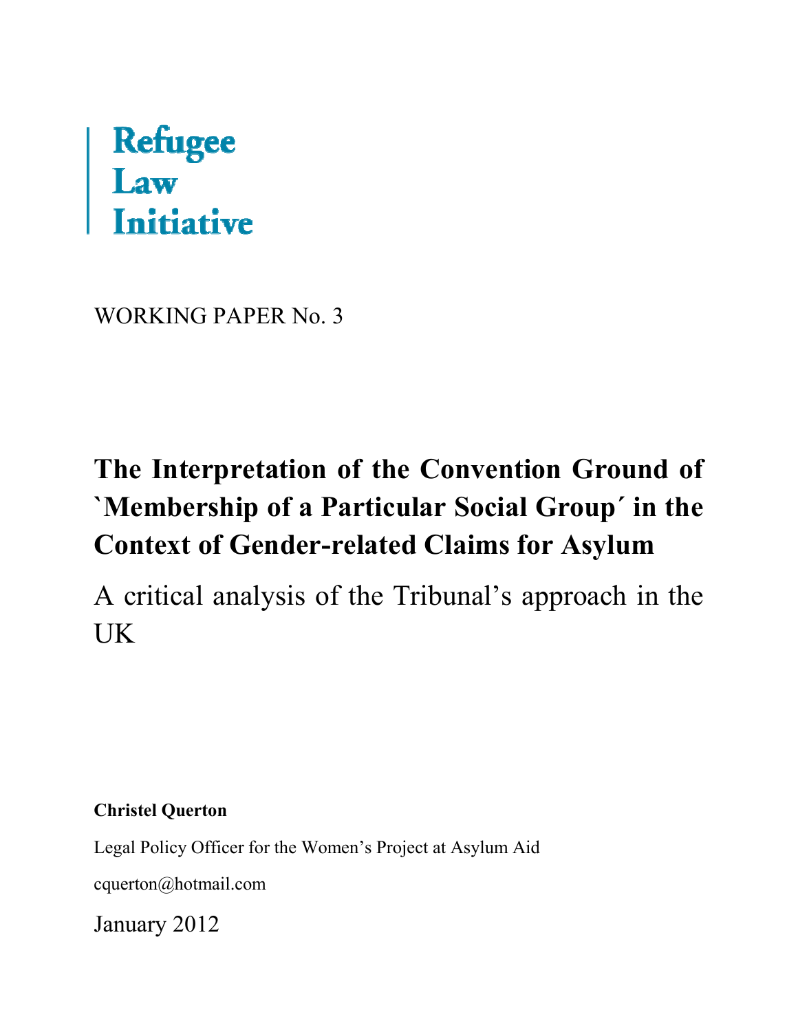**Refugee**
**Law**
**Initiative**

WORKING PAPER No. 3

# The Interpretation of the Convention Ground of `Membership of a Particular Social Group´ in the Context of Gender-related Claims for Asylum

## A critical analysis of the Tribunal's approach in the UK

**Christel Querton**

Legal Policy Officer for the Women's Project at Asylum Aid

cquerton@hotmail.com

January 2012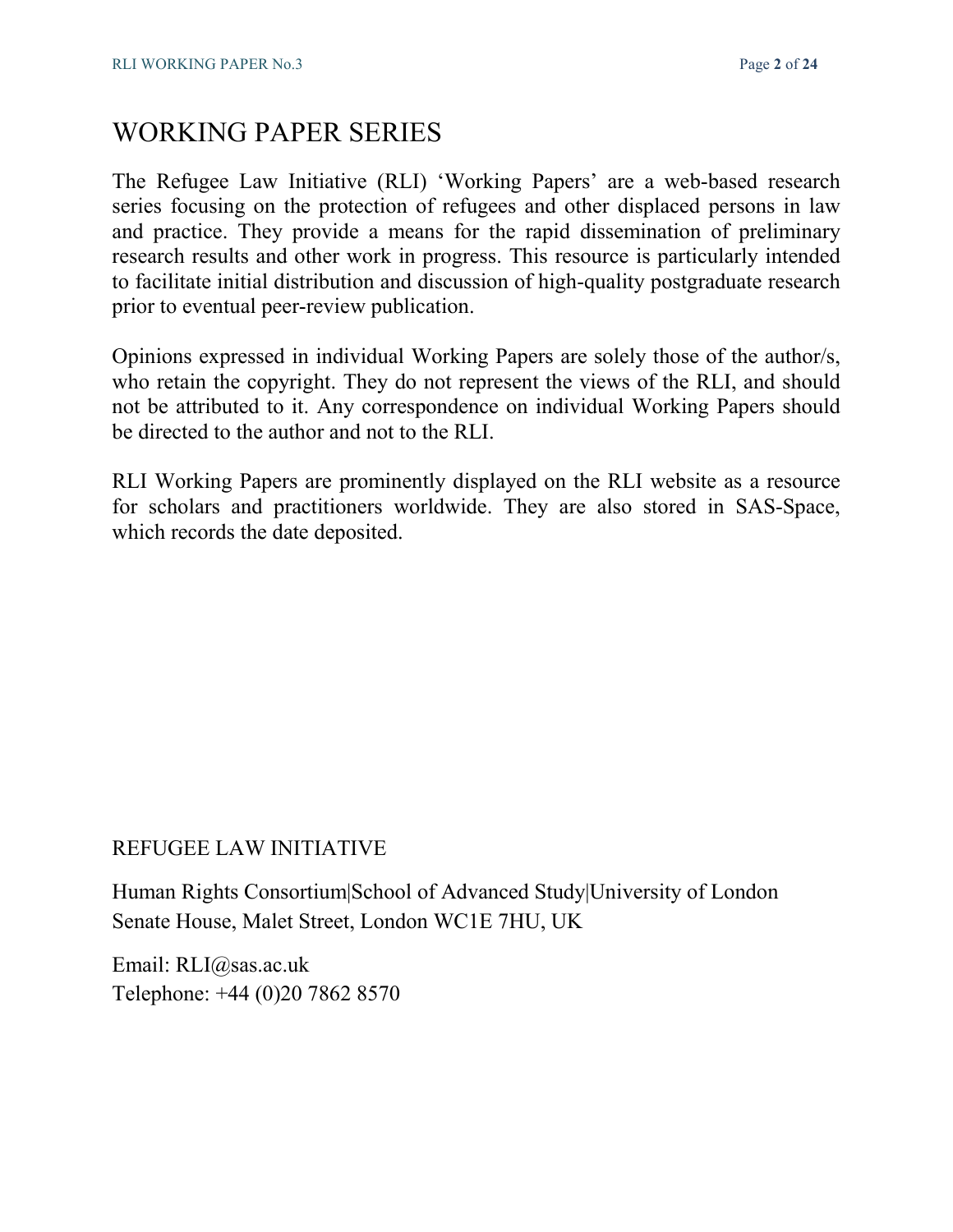# WORKING PAPER SERIES

The Refugee Law Initiative (RLI) 'Working Papers' are a web-based research series focusing on the protection of refugees and other displaced persons in law and practice. They provide a means for the rapid dissemination of preliminary research results and other work in progress. This resource is particularly intended to facilitate initial distribution and discussion of high-quality postgraduate research prior to eventual peer-review publication.

Opinions expressed in individual Working Papers are solely those of the author/s, who retain the copyright. They do not represent the views of the RLI, and should not be attributed to it. Any correspondence on individual Working Papers should be directed to the author and not to the RLI.

RLI Working Papers are prominently displayed on the RLI website as a resource for scholars and practitioners worldwide. They are also stored in SAS-Space, which records the date deposited.

REFUGEE LAW INITIATIVE

Human Rights Consortium|School of Advanced Study|University of London
Senate House, Malet Street, London WC1E 7HU, UK

Email: RLI@sas.ac.uk
Telephone: +44 (0)20 7862 8570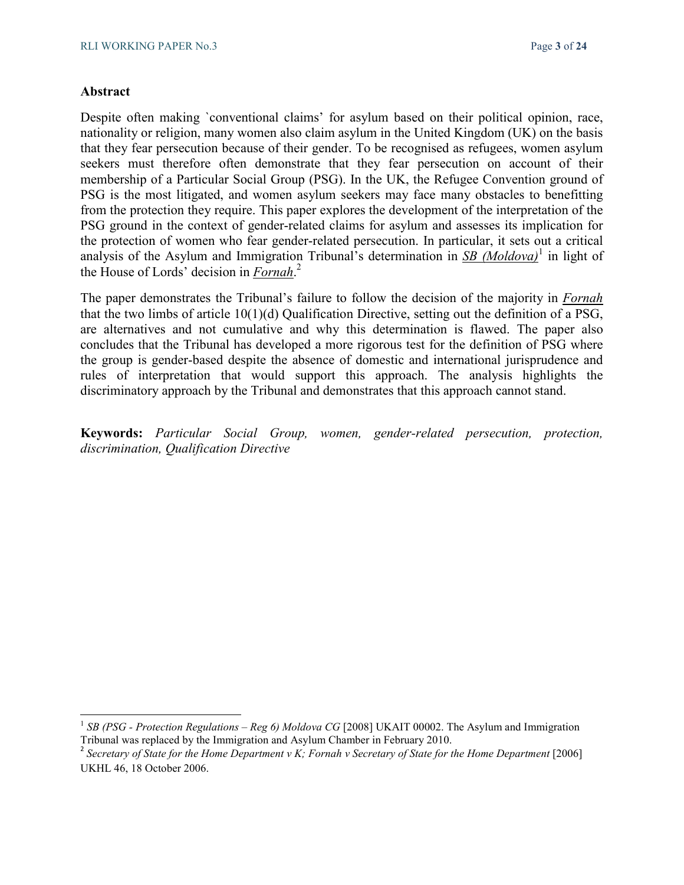## Abstract

Despite often making `conventional claims' for asylum based on their political opinion, race, nationality or religion, many women also claim asylum in the United Kingdom (UK) on the basis that they fear persecution because of their gender. To be recognised as refugees, women asylum seekers must therefore often demonstrate that they fear persecution on account of their membership of a Particular Social Group (PSG). In the UK, the Refugee Convention ground of PSG is the most litigated, and women asylum seekers may face many obstacles to benefitting from the protection they require. This paper explores the development of the interpretation of the PSG ground in the context of gender-related claims for asylum and assesses its implication for the protection of women who fear gender-related persecution. In particular, it sets out a critical analysis of the Asylum and Immigration Tribunal's determination in ***SB (Moldova)***[1] in light of the House of Lords' decision in ***Fornah***.[2]

The paper demonstrates the Tribunal's failure to follow the decision of the majority in ***Fornah*** that the two limbs of article 10(1)(d) Qualification Directive, setting out the definition of a PSG, are alternatives and not cumulative and why this determination is flawed. The paper also concludes that the Tribunal has developed a more rigorous test for the definition of PSG where the group is gender-based despite the absence of domestic and international jurisprudence and rules of interpretation that would support this approach. The analysis highlights the discriminatory approach by the Tribunal and demonstrates that this approach cannot stand.

**Keywords:** *Particular Social Group, women, gender-related persecution, protection, discrimination, Qualification Directive*

---

[1] *SB (PSG - Protection Regulations – Reg 6) Moldova CG* [2008] UKAIT 00002. The Asylum and Immigration Tribunal was replaced by the Immigration and Asylum Chamber in February 2010.

[2] *Secretary of State for the Home Department v K; Fornah v Secretary of State for the Home Department* [2006] UKHL 46, 18 October 2006.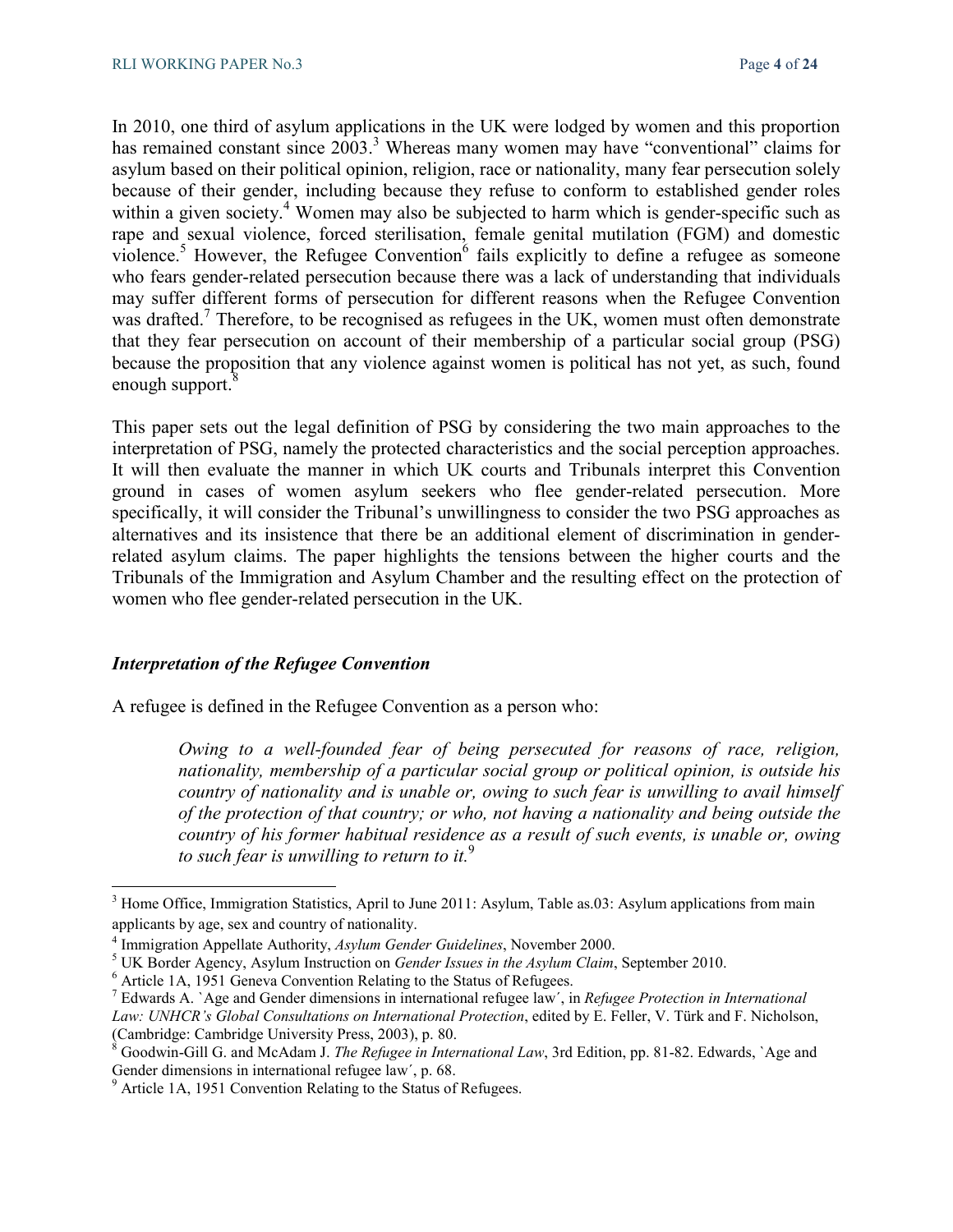In 2010, one third of asylum applications in the UK were lodged by women and this proportion has remained constant since 2003.[3] Whereas many women may have "conventional" claims for asylum based on their political opinion, religion, race or nationality, many fear persecution solely because of their gender, including because they refuse to conform to established gender roles within a given society.[4] Women may also be subjected to harm which is gender-specific such as rape and sexual violence, forced sterilisation, female genital mutilation (FGM) and domestic violence.[5] However, the Refugee Convention[6] fails explicitly to define a refugee as someone who fears gender-related persecution because there was a lack of understanding that individuals may suffer different forms of persecution for different reasons when the Refugee Convention was drafted.[7] Therefore, to be recognised as refugees in the UK, women must often demonstrate that they fear persecution on account of their membership of a particular social group (PSG) because the proposition that any violence against women is political has not yet, as such, found enough support.[8]

This paper sets out the legal definition of PSG by considering the two main approaches to the interpretation of PSG, namely the protected characteristics and the social perception approaches. It will then evaluate the manner in which UK courts and Tribunals interpret this Convention ground in cases of women asylum seekers who flee gender-related persecution. More specifically, it will consider the Tribunal's unwillingness to consider the two PSG approaches as alternatives and its insistence that there be an additional element of discrimination in gender-related asylum claims. The paper highlights the tensions between the higher courts and the Tribunals of the Immigration and Asylum Chamber and the resulting effect on the protection of women who flee gender-related persecution in the UK.

### *Interpretation of the Refugee Convention*

A refugee is defined in the Refugee Convention as a person who:

> *Owing to a well-founded fear of being persecuted for reasons of race, religion, nationality, membership of a particular social group or political opinion, is outside his country of nationality and is unable or, owing to such fear is unwilling to avail himself of the protection of that country; or who, not having a nationality and being outside the country of his former habitual residence as a result of such events, is unable or, owing to such fear is unwilling to return to it.*[9]

---

[3] Home Office, Immigration Statistics, April to June 2011: Asylum, Table as.03: Asylum applications from main applicants by age, sex and country of nationality.

[4] Immigration Appellate Authority, *Asylum Gender Guidelines*, November 2000.

[5] UK Border Agency, Asylum Instruction on *Gender Issues in the Asylum Claim*, September 2010.

[6] Article 1A, 1951 Geneva Convention Relating to the Status of Refugees.

[7] Edwards A. `Age and Gender dimensions in international refugee law´, in *Refugee Protection in International Law: UNHCR's Global Consultations on International Protection*, edited by E. Feller, V. Türk and F. Nicholson, (Cambridge: Cambridge University Press, 2003), p. 80.

[8] Goodwin-Gill G. and McAdam J. *The Refugee in International Law*, 3rd Edition, pp. 81-82. Edwards, `Age and Gender dimensions in international refugee law´, p. 68.

[9] Article 1A, 1951 Convention Relating to the Status of Refugees.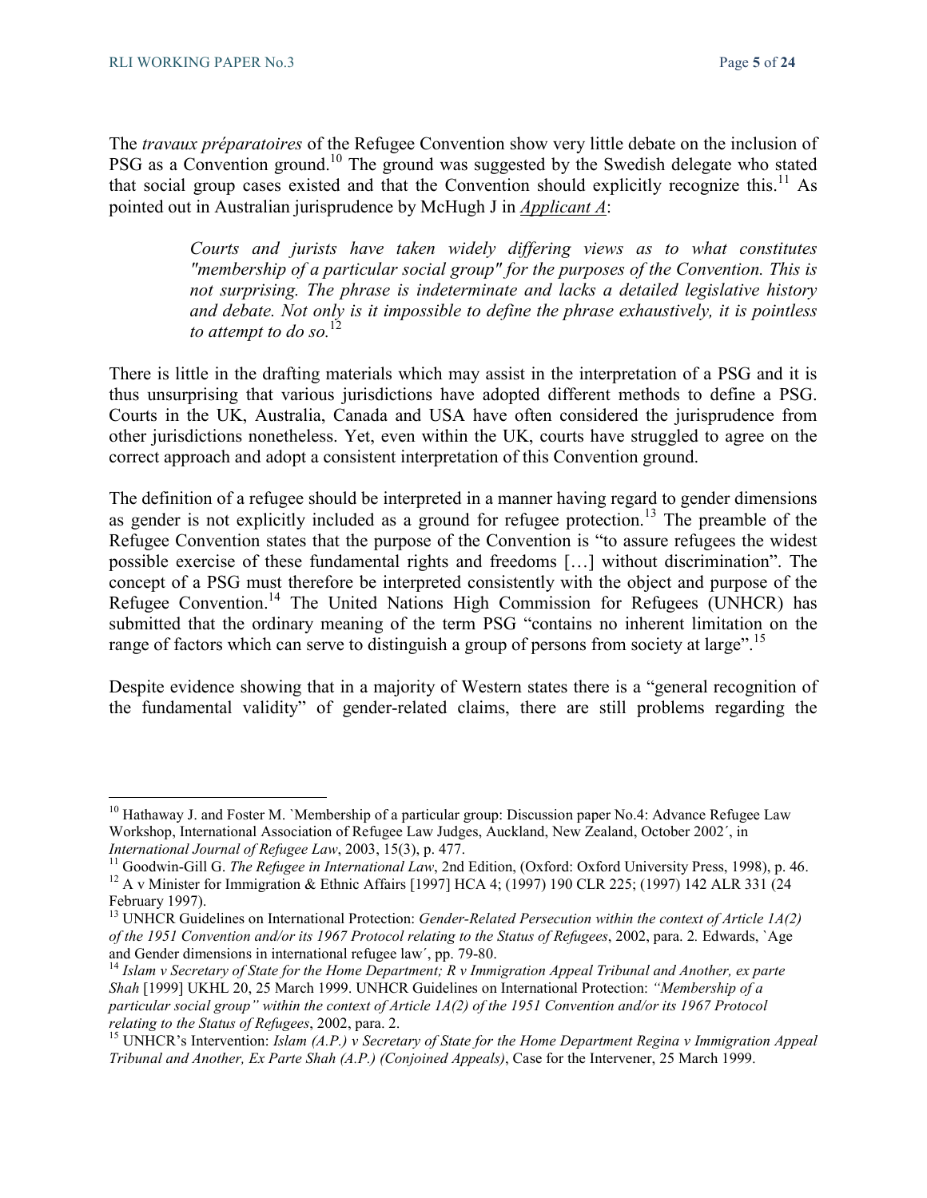The *travaux préparatoires* of the Refugee Convention show very little debate on the inclusion of PSG as a Convention ground.[10] The ground was suggested by the Swedish delegate who stated that social group cases existed and that the Convention should explicitly recognize this.[11] As pointed out in Australian jurisprudence by McHugh J in ***Applicant A***:

> *Courts and jurists have taken widely differing views as to what constitutes "membership of a particular social group" for the purposes of the Convention. This is not surprising. The phrase is indeterminate and lacks a detailed legislative history and debate. Not only is it impossible to define the phrase exhaustively, it is pointless to attempt to do so.*[12]

There is little in the drafting materials which may assist in the interpretation of a PSG and it is thus unsurprising that various jurisdictions have adopted different methods to define a PSG. Courts in the UK, Australia, Canada and USA have often considered the jurisprudence from other jurisdictions nonetheless. Yet, even within the UK, courts have struggled to agree on the correct approach and adopt a consistent interpretation of this Convention ground.

The definition of a refugee should be interpreted in a manner having regard to gender dimensions as gender is not explicitly included as a ground for refugee protection.[13] The preamble of the Refugee Convention states that the purpose of the Convention is "to assure refugees the widest possible exercise of these fundamental rights and freedoms […] without discrimination". The concept of a PSG must therefore be interpreted consistently with the object and purpose of the Refugee Convention.[14] The United Nations High Commission for Refugees (UNHCR) has submitted that the ordinary meaning of the term PSG "contains no inherent limitation on the range of factors which can serve to distinguish a group of persons from society at large".[15]

Despite evidence showing that in a majority of Western states there is a "general recognition of the fundamental validity" of gender-related claims, there are still problems regarding the

---

[10] Hathaway J. and Foster M. `Membership of a particular group: Discussion paper No.4: Advance Refugee Law Workshop, International Association of Refugee Law Judges, Auckland, New Zealand, October 2002´, in *International Journal of Refugee Law*, 2003, 15(3), p. 477.

[11] Goodwin-Gill G. *The Refugee in International Law*, 2nd Edition, (Oxford: Oxford University Press, 1998), p. 46.

[12] A v Minister for Immigration & Ethnic Affairs [1997] HCA 4; (1997) 190 CLR 225; (1997) 142 ALR 331 (24 February 1997).

[13] UNHCR Guidelines on International Protection: *Gender-Related Persecution within the context of Article 1A(2) of the 1951 Convention and/or its 1967 Protocol relating to the Status of Refugees*, 2002, para. 2. Edwards, `Age and Gender dimensions in international refugee law´, pp. 79-80.

[14] *Islam v Secretary of State for the Home Department; R v Immigration Appeal Tribunal and Another, ex parte Shah* [1999] UKHL 20, 25 March 1999. UNHCR Guidelines on International Protection: *"Membership of a particular social group" within the context of Article 1A(2) of the 1951 Convention and/or its 1967 Protocol relating to the Status of Refugees*, 2002, para. 2.

[15] UNHCR's Intervention: *Islam (A.P.) v Secretary of State for the Home Department Regina v Immigration Appeal Tribunal and Another, Ex Parte Shah (A.P.) (Conjoined Appeals)*, Case for the Intervener, 25 March 1999.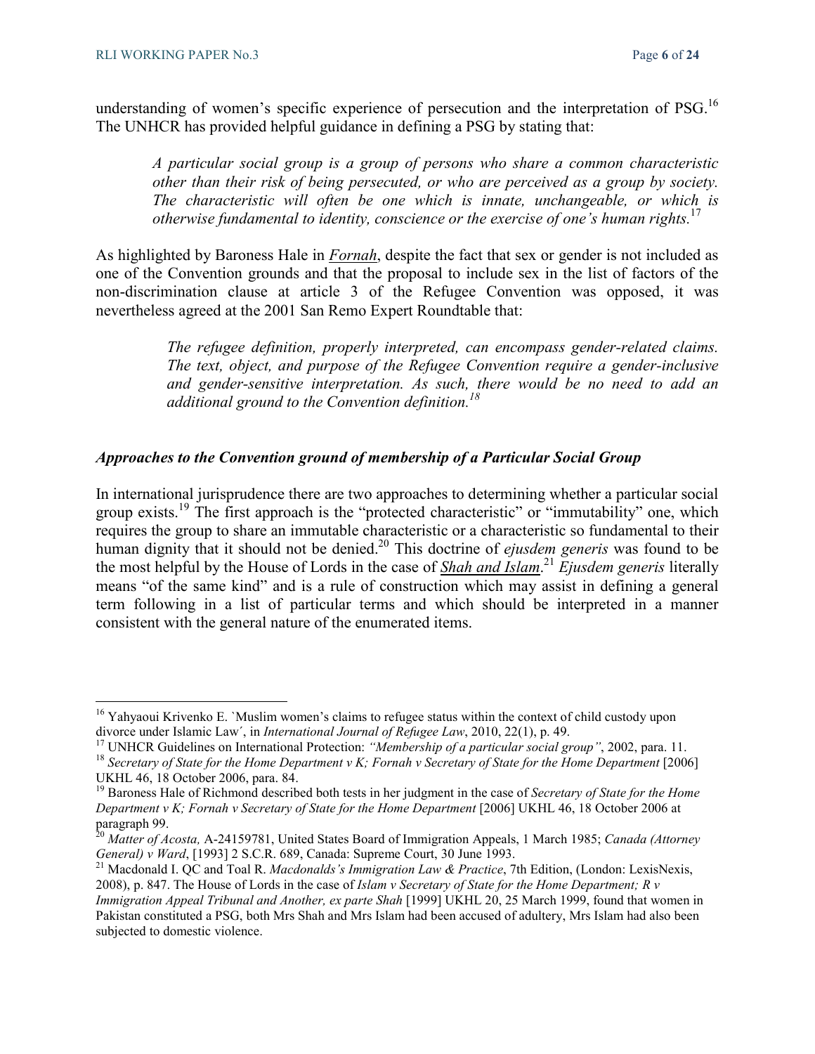understanding of women's specific experience of persecution and the interpretation of PSG.[16] The UNHCR has provided helpful guidance in defining a PSG by stating that:

> *A particular social group is a group of persons who share a common characteristic other than their risk of being persecuted, or who are perceived as a group by society. The characteristic will often be one which is innate, unchangeable, or which is otherwise fundamental to identity, conscience or the exercise of one's human rights.*[17]

As highlighted by Baroness Hale in ***Fornah***, despite the fact that sex or gender is not included as one of the Convention grounds and that the proposal to include sex in the list of factors of the non-discrimination clause at article 3 of the Refugee Convention was opposed, it was nevertheless agreed at the 2001 San Remo Expert Roundtable that:

> *The refugee definition, properly interpreted, can encompass gender-related claims. The text, object, and purpose of the Refugee Convention require a gender-inclusive and gender-sensitive interpretation. As such, there would be no need to add an additional ground to the Convention definition.*[18]

### *Approaches to the Convention ground of membership of a Particular Social Group*

In international jurisprudence there are two approaches to determining whether a particular social group exists.[19] The first approach is the "protected characteristic" or "immutability" one, which requires the group to share an immutable characteristic or a characteristic so fundamental to their human dignity that it should not be denied.[20] This doctrine of *ejusdem generis* was found to be the most helpful by the House of Lords in the case of ***Shah and Islam***.[21] *Ejusdem generis* literally means "of the same kind" and is a rule of construction which may assist in defining a general term following in a list of particular terms and which should be interpreted in a manner consistent with the general nature of the enumerated items.

---

[16] Yahyaoui Krivenko E. `Muslim women's claims to refugee status within the context of child custody upon divorce under Islamic Law´, in *International Journal of Refugee Law*, 2010, 22(1), p. 49.

[17] UNHCR Guidelines on International Protection: *"Membership of a particular social group"*, 2002, para. 11.

[18] *Secretary of State for the Home Department v K; Fornah v Secretary of State for the Home Department* [2006] UKHL 46, 18 October 2006, para. 84.

[19] Baroness Hale of Richmond described both tests in her judgment in the case of *Secretary of State for the Home Department v K; Fornah v Secretary of State for the Home Department* [2006] UKHL 46, 18 October 2006 at paragraph 99.

[20] *Matter of Acosta,* A-24159781, United States Board of Immigration Appeals, 1 March 1985; *Canada (Attorney General) v Ward*, [1993] 2 S.C.R. 689, Canada: Supreme Court, 30 June 1993.

[21] Macdonald I. QC and Toal R. *Macdonalds's Immigration Law & Practice*, 7th Edition, (London: LexisNexis, 2008), p. 847. The House of Lords in the case of *Islam v Secretary of State for the Home Department; R v Immigration Appeal Tribunal and Another, ex parte Shah* [1999] UKHL 20, 25 March 1999, found that women in Pakistan constituted a PSG, both Mrs Shah and Mrs Islam had been accused of adultery, Mrs Islam had also been subjected to domestic violence.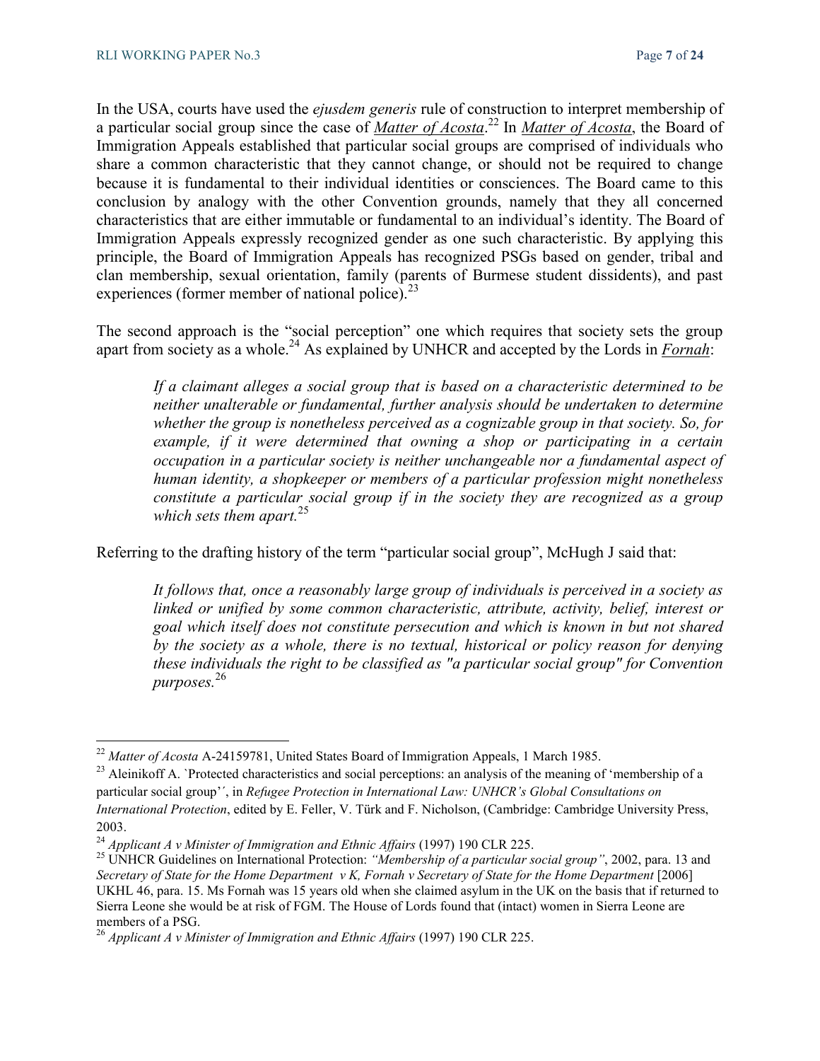In the USA, courts have used the *ejusdem generis* rule of construction to interpret membership of a particular social group since the case of ***Matter of Acosta***.[22] In ***Matter of Acosta***, the Board of Immigration Appeals established that particular social groups are comprised of individuals who share a common characteristic that they cannot change, or should not be required to change because it is fundamental to their individual identities or consciences. The Board came to this conclusion by analogy with the other Convention grounds, namely that they all concerned characteristics that are either immutable or fundamental to an individual's identity. The Board of Immigration Appeals expressly recognized gender as one such characteristic. By applying this principle, the Board of Immigration Appeals has recognized PSGs based on gender, tribal and clan membership, sexual orientation, family (parents of Burmese student dissidents), and past experiences (former member of national police).[23]

The second approach is the "social perception" one which requires that society sets the group apart from society as a whole.[24] As explained by UNHCR and accepted by the Lords in ***Fornah***:

> *If a claimant alleges a social group that is based on a characteristic determined to be neither unalterable or fundamental, further analysis should be undertaken to determine whether the group is nonetheless perceived as a cognizable group in that society. So, for example, if it were determined that owning a shop or participating in a certain occupation in a particular society is neither unchangeable nor a fundamental aspect of human identity, a shopkeeper or members of a particular profession might nonetheless constitute a particular social group if in the society they are recognized as a group which sets them apart.*[25]

Referring to the drafting history of the term "particular social group", McHugh J said that:

> *It follows that, once a reasonably large group of individuals is perceived in a society as linked or unified by some common characteristic, attribute, activity, belief, interest or goal which itself does not constitute persecution and which is known in but not shared by the society as a whole, there is no textual, historical or policy reason for denying these individuals the right to be classified as "a particular social group" for Convention purposes.*[26]

---

[22] *Matter of Acosta* A-24159781, United States Board of Immigration Appeals, 1 March 1985.

[23] Aleinikoff A. `Protected characteristics and social perceptions: an analysis of the meaning of 'membership of a particular social group'', in *Refugee Protection in International Law: UNHCR's Global Consultations on International Protection*, edited by E. Feller, V. Türk and F. Nicholson, (Cambridge: Cambridge University Press, 2003.

[24] *Applicant A v Minister of Immigration and Ethnic Affairs* (1997) 190 CLR 225.

[25] UNHCR Guidelines on International Protection: *"Membership of a particular social group"*, 2002, para. 13 and *Secretary of State for the Home Department v K, Fornah v Secretary of State for the Home Department* [2006] UKHL 46, para. 15. Ms Fornah was 15 years old when she claimed asylum in the UK on the basis that if returned to Sierra Leone she would be at risk of FGM. The House of Lords found that (intact) women in Sierra Leone are members of a PSG.

[26] *Applicant A v Minister of Immigration and Ethnic Affairs* (1997) 190 CLR 225.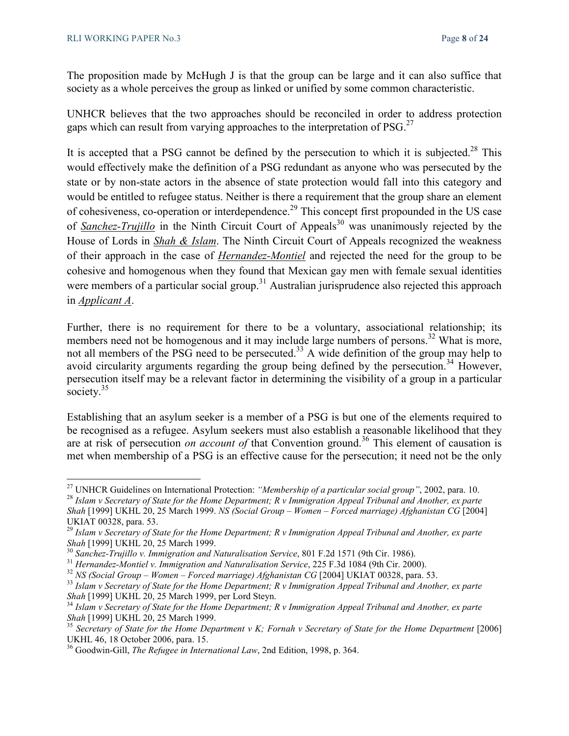The proposition made by McHugh J is that the group can be large and it can also suffice that society as a whole perceives the group as linked or unified by some common characteristic.

UNHCR believes that the two approaches should be reconciled in order to address protection gaps which can result from varying approaches to the interpretation of PSG.[27]

It is accepted that a PSG cannot be defined by the persecution to which it is subjected.[28] This would effectively make the definition of a PSG redundant as anyone who was persecuted by the state or by non-state actors in the absence of state protection would fall into this category and would be entitled to refugee status. Neither is there a requirement that the group share an element of cohesiveness, co-operation or interdependence.[29] This concept first propounded in the US case of *Sanchez-Trujillo* in the Ninth Circuit Court of Appeals[30] was unanimously rejected by the House of Lords in *Shah & Islam*. The Ninth Circuit Court of Appeals recognized the weakness of their approach in the case of *Hernandez-Montiel* and rejected the need for the group to be cohesive and homogenous when they found that Mexican gay men with female sexual identities were members of a particular social group.[31] Australian jurisprudence also rejected this approach in *Applicant A*.

Further, there is no requirement for there to be a voluntary, associational relationship; its members need not be homogenous and it may include large numbers of persons.[32] What is more, not all members of the PSG need to be persecuted.[33] A wide definition of the group may help to avoid circularity arguments regarding the group being defined by the persecution.[34] However, persecution itself may be a relevant factor in determining the visibility of a group in a particular society.[35]

Establishing that an asylum seeker is a member of a PSG is but one of the elements required to be recognised as a refugee. Asylum seekers must also establish a reasonable likelihood that they are at risk of persecution *on account of* that Convention ground.[36] This element of causation is met when membership of a PSG is an effective cause for the persecution; it need not be the only

---

[27] UNHCR Guidelines on International Protection: *"Membership of a particular social group"*, 2002, para. 10.

[28] *Islam v Secretary of State for the Home Department; R v Immigration Appeal Tribunal and Another, ex parte Shah* [1999] UKHL 20, 25 March 1999. *NS (Social Group – Women – Forced marriage) Afghanistan CG* [2004] UKIAT 00328, para. 53.

[29] *Islam v Secretary of State for the Home Department; R v Immigration Appeal Tribunal and Another, ex parte Shah* [1999] UKHL 20, 25 March 1999.

[30] *Sanchez-Trujillo v. Immigration and Naturalisation Service*, 801 F.2d 1571 (9th Cir. 1986).

[31] *Hernandez-Montiel v. Immigration and Naturalisation Service*, 225 F.3d 1084 (9th Cir. 2000).

[32] *NS (Social Group – Women – Forced marriage) Afghanistan CG* [2004] UKIAT 00328, para. 53.

[33] *Islam v Secretary of State for the Home Department; R v Immigration Appeal Tribunal and Another, ex parte Shah* [1999] UKHL 20, 25 March 1999, per Lord Steyn.

[34] *Islam v Secretary of State for the Home Department; R v Immigration Appeal Tribunal and Another, ex parte Shah* [1999] UKHL 20, 25 March 1999.

[35] *Secretary of State for the Home Department v K; Fornah v Secretary of State for the Home Department* [2006] UKHL 46, 18 October 2006, para. 15.

[36] Goodwin-Gill, *The Refugee in International Law*, 2nd Edition, 1998, p. 364.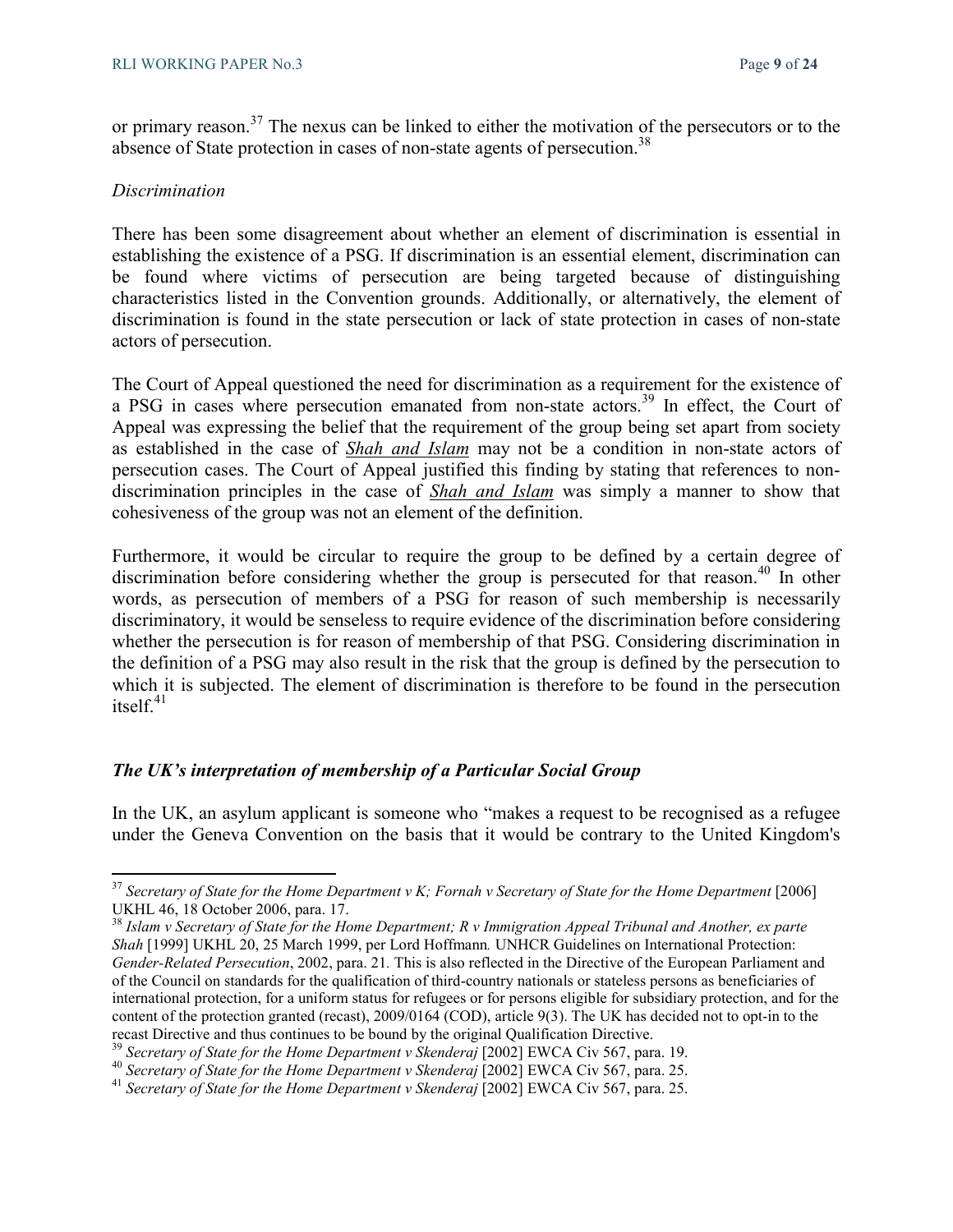or primary reason.[37] The nexus can be linked to either the motivation of the persecutors or to the absence of State protection in cases of non-state agents of persecution.[38]

*Discrimination*

There has been some disagreement about whether an element of discrimination is essential in establishing the existence of a PSG. If discrimination is an essential element, discrimination can be found where victims of persecution are being targeted because of distinguishing characteristics listed in the Convention grounds. Additionally, or alternatively, the element of discrimination is found in the state persecution or lack of state protection in cases of non-state actors of persecution.

The Court of Appeal questioned the need for discrimination as a requirement for the existence of a PSG in cases where persecution emanated from non-state actors.[39] In effect, the Court of Appeal was expressing the belief that the requirement of the group being set apart from society as established in the case of ***Shah and Islam*** may not be a condition in non-state actors of persecution cases. The Court of Appeal justified this finding by stating that references to non-discrimination principles in the case of ***Shah and Islam*** was simply a manner to show that cohesiveness of the group was not an element of the definition.

Furthermore, it would be circular to require the group to be defined by a certain degree of discrimination before considering whether the group is persecuted for that reason.[40] In other words, as persecution of members of a PSG for reason of such membership is necessarily discriminatory, it would be senseless to require evidence of the discrimination before considering whether the persecution is for reason of membership of that PSG. Considering discrimination in the definition of a PSG may also result in the risk that the group is defined by the persecution to which it is subjected. The element of discrimination is therefore to be found in the persecution itself.[41]

### *The UK's interpretation of membership of a Particular Social Group*

In the UK, an asylum applicant is someone who "makes a request to be recognised as a refugee under the Geneva Convention on the basis that it would be contrary to the United Kingdom's

---

[37] *Secretary of State for the Home Department v K; Fornah v Secretary of State for the Home Department* [2006] UKHL 46, 18 October 2006, para. 17.

[38] *Islam v Secretary of State for the Home Department; R v Immigration Appeal Tribunal and Another, ex parte Shah* [1999] UKHL 20, 25 March 1999, per Lord Hoffmann*.* UNHCR Guidelines on International Protection: *Gender-Related Persecution*, 2002, para. 21*.* This is also reflected in the Directive of the European Parliament and of the Council on standards for the qualification of third-country nationals or stateless persons as beneficiaries of international protection, for a uniform status for refugees or for persons eligible for subsidiary protection, and for the content of the protection granted (recast), 2009/0164 (COD), article 9(3). The UK has decided not to opt-in to the recast Directive and thus continues to be bound by the original Qualification Directive.

[39] *Secretary of State for the Home Department v Skenderaj* [2002] EWCA Civ 567, para. 19.

[40] *Secretary of State for the Home Department v Skenderaj* [2002] EWCA Civ 567, para. 25.

[41] *Secretary of State for the Home Department v Skenderaj* [2002] EWCA Civ 567, para. 25.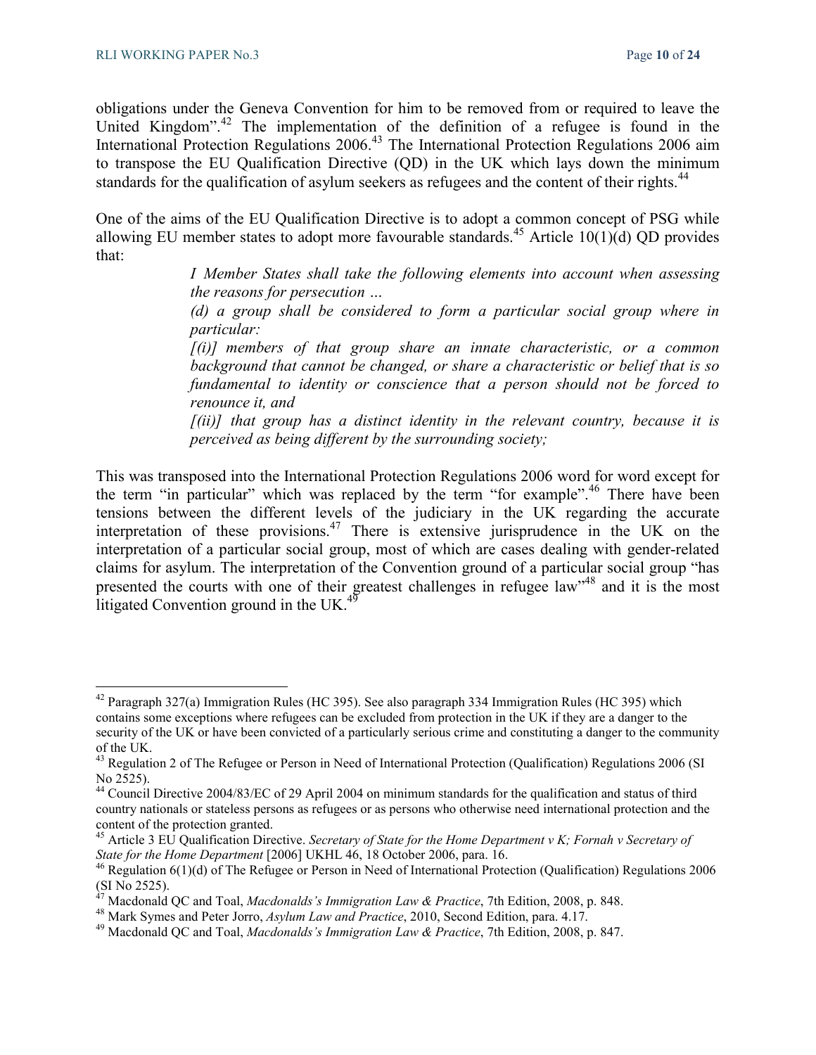obligations under the Geneva Convention for him to be removed from or required to leave the United Kingdom".[42] The implementation of the definition of a refugee is found in the International Protection Regulations 2006.[43] The International Protection Regulations 2006 aim to transpose the EU Qualification Directive (QD) in the UK which lays down the minimum standards for the qualification of asylum seekers as refugees and the content of their rights.[44]

One of the aims of the EU Qualification Directive is to adopt a common concept of PSG while allowing EU member states to adopt more favourable standards.[45] Article 10(1)(d) QD provides that:

> *I Member States shall take the following elements into account when assessing the reasons for persecution …*
>
> *(d) a group shall be considered to form a particular social group where in particular:*
>
> *[(i)] members of that group share an innate characteristic, or a common background that cannot be changed, or share a characteristic or belief that is so fundamental to identity or conscience that a person should not be forced to renounce it, and*
>
> *[(ii)] that group has a distinct identity in the relevant country, because it is perceived as being different by the surrounding society;*

This was transposed into the International Protection Regulations 2006 word for word except for the term "in particular" which was replaced by the term "for example".[46] There have been tensions between the different levels of the judiciary in the UK regarding the accurate interpretation of these provisions.[47] There is extensive jurisprudence in the UK on the interpretation of a particular social group, most of which are cases dealing with gender-related claims for asylum. The interpretation of the Convention ground of a particular social group "has presented the courts with one of their greatest challenges in refugee law"[48] and it is the most litigated Convention ground in the UK.[49]

---

[42] Paragraph 327(a) Immigration Rules (HC 395). See also paragraph 334 Immigration Rules (HC 395) which contains some exceptions where refugees can be excluded from protection in the UK if they are a danger to the security of the UK or have been convicted of a particularly serious crime and constituting a danger to the community of the UK.

[43] Regulation 2 of The Refugee or Person in Need of International Protection (Qualification) Regulations 2006 (SI No 2525).

[44] Council Directive 2004/83/EC of 29 April 2004 on minimum standards for the qualification and status of third country nationals or stateless persons as refugees or as persons who otherwise need international protection and the content of the protection granted.

[45] Article 3 EU Qualification Directive. *Secretary of State for the Home Department v K; Fornah v Secretary of State for the Home Department* [2006] UKHL 46, 18 October 2006, para. 16.

[46] Regulation 6(1)(d) of The Refugee or Person in Need of International Protection (Qualification) Regulations 2006 (SI No 2525).

[47] Macdonald QC and Toal, *Macdonalds's Immigration Law & Practice*, 7th Edition, 2008, p. 848.

[48] Mark Symes and Peter Jorro, *Asylum Law and Practice*, 2010, Second Edition, para. 4.17.

[49] Macdonald QC and Toal, *Macdonalds's Immigration Law & Practice*, 7th Edition, 2008, p. 847.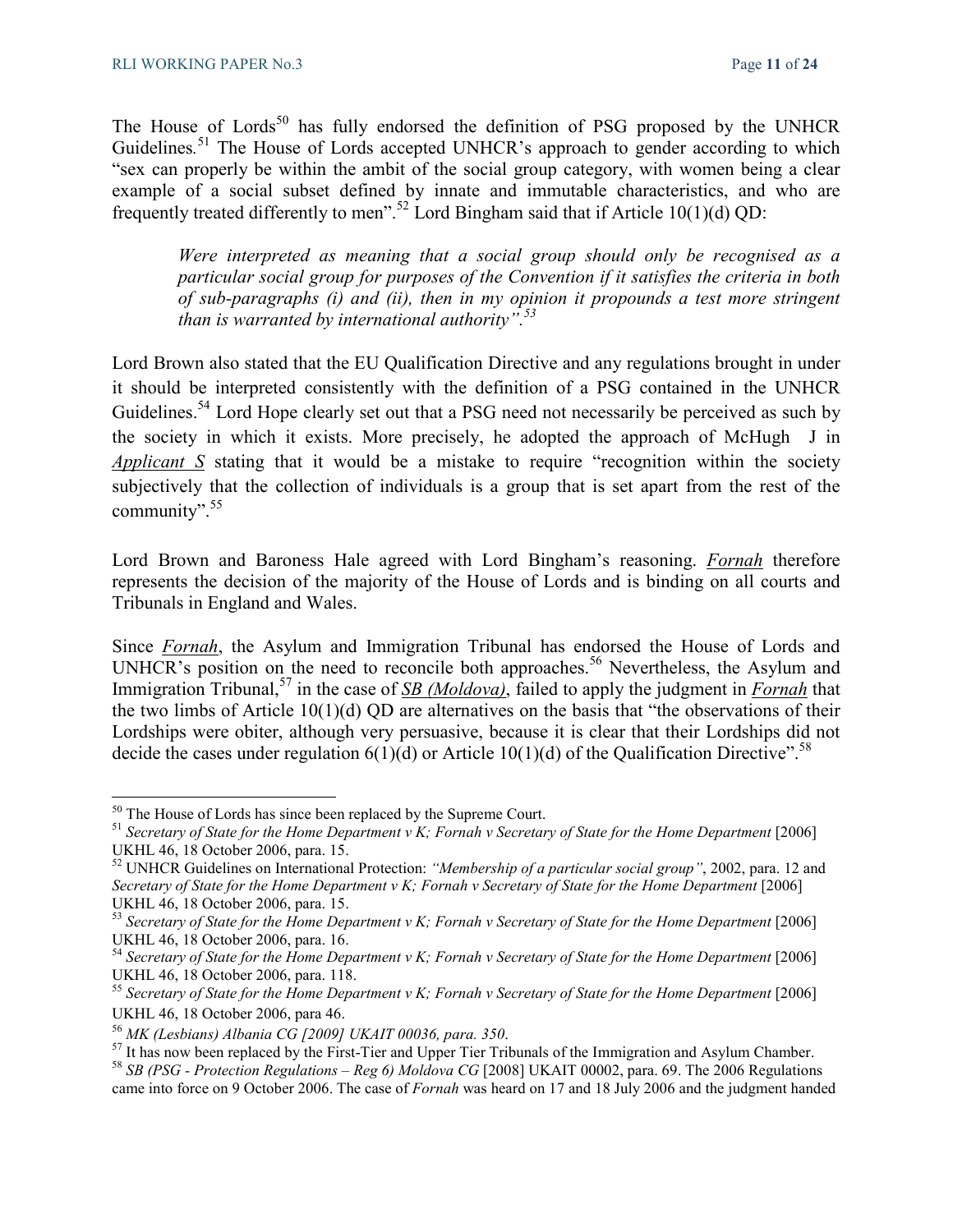The House of Lords[50] has fully endorsed the definition of PSG proposed by the UNHCR Guidelines.[51] The House of Lords accepted UNHCR's approach to gender according to which "sex can properly be within the ambit of the social group category, with women being a clear example of a social subset defined by innate and immutable characteristics, and who are frequently treated differently to men".[52] Lord Bingham said that if Article 10(1)(d) QD:

> *Were interpreted as meaning that a social group should only be recognised as a particular social group for purposes of the Convention if it satisfies the criteria in both of sub-paragraphs (i) and (ii), then in my opinion it propounds a test more stringent than is warranted by international authority".*[53]

Lord Brown also stated that the EU Qualification Directive and any regulations brought in under it should be interpreted consistently with the definition of a PSG contained in the UNHCR Guidelines.[54] Lord Hope clearly set out that a PSG need not necessarily be perceived as such by the society in which it exists. More precisely, he adopted the approach of McHugh J in ***Applicant S*** stating that it would be a mistake to require "recognition within the society subjectively that the collection of individuals is a group that is set apart from the rest of the community".[55]

Lord Brown and Baroness Hale agreed with Lord Bingham's reasoning. ***Fornah*** therefore represents the decision of the majority of the House of Lords and is binding on all courts and Tribunals in England and Wales.

Since ***Fornah***, the Asylum and Immigration Tribunal has endorsed the House of Lords and UNHCR's position on the need to reconcile both approaches.[56] Nevertheless, the Asylum and Immigration Tribunal,[57] in the case of ***SB (Moldova)***, failed to apply the judgment in ***Fornah*** that the two limbs of Article 10(1)(d) QD are alternatives on the basis that "the observations of their Lordships were obiter, although very persuasive, because it is clear that their Lordships did not decide the cases under regulation 6(1)(d) or Article 10(1)(d) of the Qualification Directive".[58]

---

[50] The House of Lords has since been replaced by the Supreme Court.

[51] *Secretary of State for the Home Department v K; Fornah v Secretary of State for the Home Department* [2006] UKHL 46, 18 October 2006, para. 15.

[52] UNHCR Guidelines on International Protection: *"Membership of a particular social group"*, 2002, para. 12 and *Secretary of State for the Home Department v K; Fornah v Secretary of State for the Home Department* [2006] UKHL 46, 18 October 2006, para. 15.

[53] *Secretary of State for the Home Department v K; Fornah v Secretary of State for the Home Department* [2006] UKHL 46, 18 October 2006, para. 16.

[54] *Secretary of State for the Home Department v K; Fornah v Secretary of State for the Home Department* [2006] UKHL 46, 18 October 2006, para. 118.

[55] *Secretary of State for the Home Department v K; Fornah v Secretary of State for the Home Department* [2006] UKHL 46, 18 October 2006, para 46.

[56] *MK (Lesbians) Albania CG [2009] UKAIT 00036, para. 350.*

[57] It has now been replaced by the First-Tier and Upper Tier Tribunals of the Immigration and Asylum Chamber.

[58] *SB (PSG - Protection Regulations – Reg 6) Moldova CG* [2008] UKAIT 00002, para. 69. The 2006 Regulations came into force on 9 October 2006. The case of *Fornah* was heard on 17 and 18 July 2006 and the judgment handed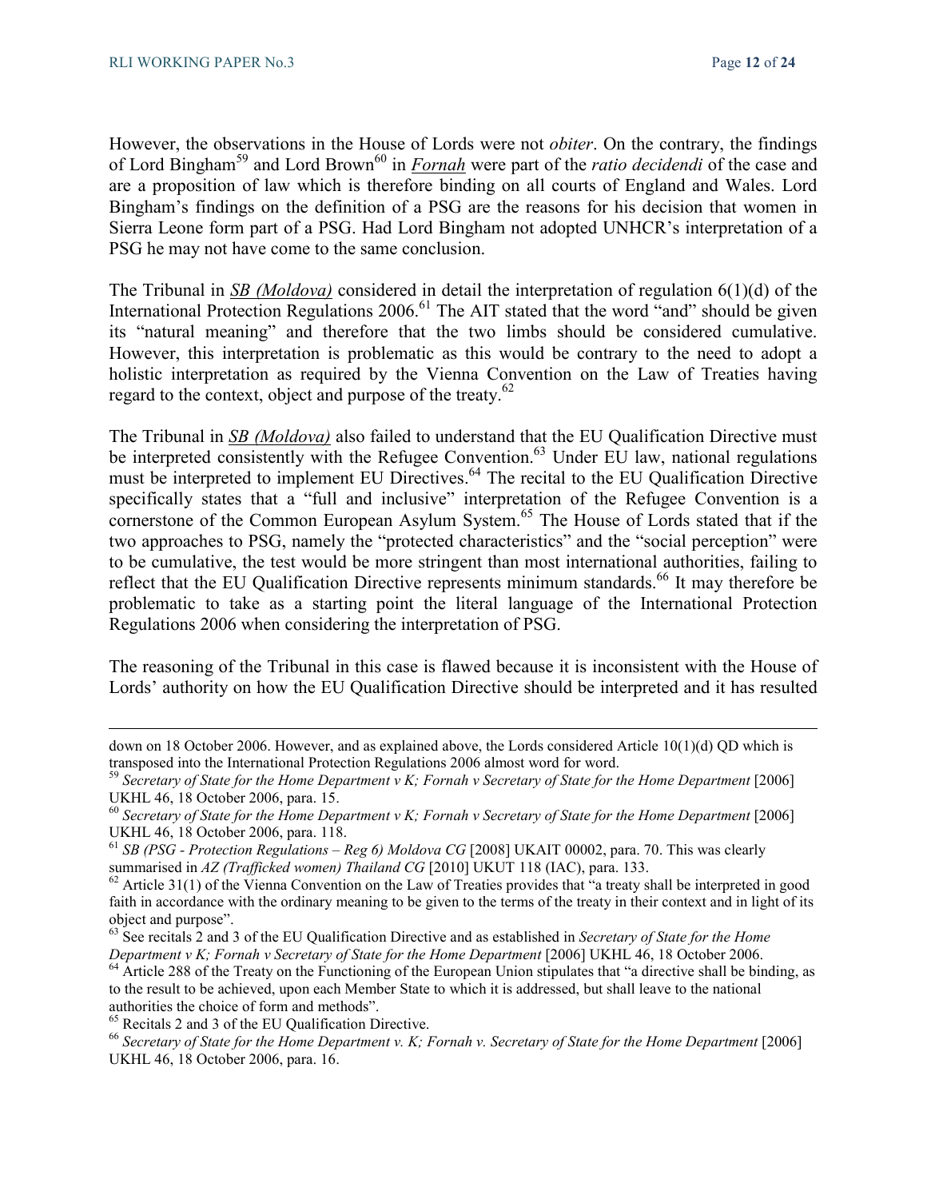However, the observations in the House of Lords were not *obiter*. On the contrary, the findings of Lord Bingham[59] and Lord Brown[60] in ***Fornah*** were part of the *ratio decidendi* of the case and are a proposition of law which is therefore binding on all courts of England and Wales. Lord Bingham's findings on the definition of a PSG are the reasons for his decision that women in Sierra Leone form part of a PSG. Had Lord Bingham not adopted UNHCR's interpretation of a PSG he may not have come to the same conclusion.

The Tribunal in ***SB (Moldova)*** considered in detail the interpretation of regulation 6(1)(d) of the International Protection Regulations 2006.[61] The AIT stated that the word "and" should be given its "natural meaning" and therefore that the two limbs should be considered cumulative. However, this interpretation is problematic as this would be contrary to the need to adopt a holistic interpretation as required by the Vienna Convention on the Law of Treaties having regard to the context, object and purpose of the treaty.[62]

The Tribunal in ***SB (Moldova)*** also failed to understand that the EU Qualification Directive must be interpreted consistently with the Refugee Convention.[63] Under EU law, national regulations must be interpreted to implement EU Directives.[64] The recital to the EU Qualification Directive specifically states that a "full and inclusive" interpretation of the Refugee Convention is a cornerstone of the Common European Asylum System.[65] The House of Lords stated that if the two approaches to PSG, namely the "protected characteristics" and the "social perception" were to be cumulative, the test would be more stringent than most international authorities, failing to reflect that the EU Qualification Directive represents minimum standards.[66] It may therefore be problematic to take as a starting point the literal language of the International Protection Regulations 2006 when considering the interpretation of PSG.

The reasoning of the Tribunal in this case is flawed because it is inconsistent with the House of Lords' authority on how the EU Qualification Directive should be interpreted and it has resulted

---

down on 18 October 2006. However, and as explained above, the Lords considered Article 10(1)(d) QD which is transposed into the International Protection Regulations 2006 almost word for word.

[59] *Secretary of State for the Home Department v K; Fornah v Secretary of State for the Home Department* [2006] UKHL 46, 18 October 2006, para. 15.

[60] *Secretary of State for the Home Department v K; Fornah v Secretary of State for the Home Department* [2006] UKHL 46, 18 October 2006, para. 118.

[61] *SB (PSG - Protection Regulations – Reg 6) Moldova CG* [2008] UKAIT 00002, para. 70. This was clearly summarised in *AZ (Trafficked women) Thailand CG* [2010] UKUT 118 (IAC), para. 133.

[62] Article 31(1) of the Vienna Convention on the Law of Treaties provides that "a treaty shall be interpreted in good faith in accordance with the ordinary meaning to be given to the terms of the treaty in their context and in light of its object and purpose".

[63] See recitals 2 and 3 of the EU Qualification Directive and as established in *Secretary of State for the Home Department v K; Fornah v Secretary of State for the Home Department* [2006] UKHL 46, 18 October 2006.

[64] Article 288 of the Treaty on the Functioning of the European Union stipulates that "a directive shall be binding, as to the result to be achieved, upon each Member State to which it is addressed, but shall leave to the national authorities the choice of form and methods".

[65] Recitals 2 and 3 of the EU Qualification Directive.

[66] *Secretary of State for the Home Department v. K; Fornah v. Secretary of State for the Home Department* [2006] UKHL 46, 18 October 2006, para. 16.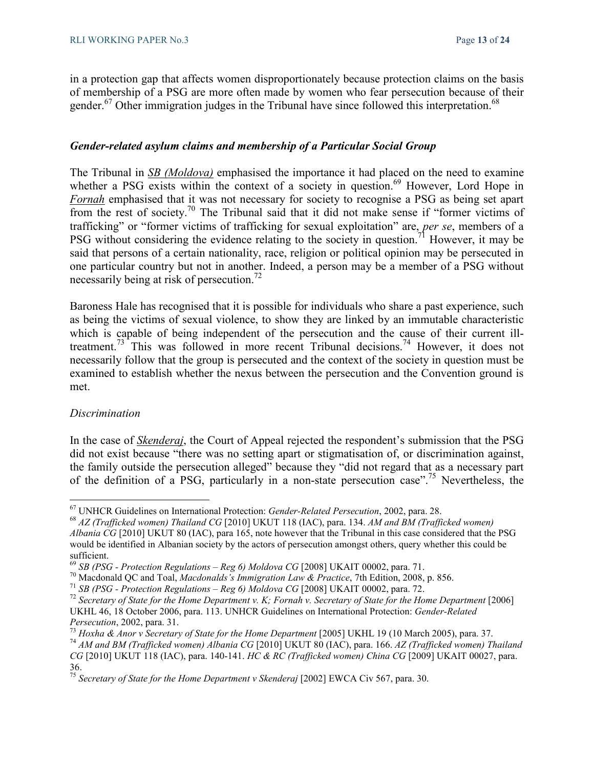in a protection gap that affects women disproportionately because protection claims on the basis of membership of a PSG are more often made by women who fear persecution because of their gender.[67] Other immigration judges in the Tribunal have since followed this interpretation.[68]

### *Gender-related asylum claims and membership of a Particular Social Group*

The Tribunal in *SB (Moldova)* emphasised the importance it had placed on the need to examine whether a PSG exists within the context of a society in question.[69] However, Lord Hope in *Fornah* emphasised that it was not necessary for society to recognise a PSG as being set apart from the rest of society.[70] The Tribunal said that it did not make sense if "former victims of trafficking" or "former victims of trafficking for sexual exploitation" are, *per se*, members of a PSG without considering the evidence relating to the society in question.[71] However, it may be said that persons of a certain nationality, race, religion or political opinion may be persecuted in one particular country but not in another. Indeed, a person may be a member of a PSG without necessarily being at risk of persecution.[72]

Baroness Hale has recognised that it is possible for individuals who share a past experience, such as being the victims of sexual violence, to show they are linked by an immutable characteristic which is capable of being independent of the persecution and the cause of their current ill-treatment.[73] This was followed in more recent Tribunal decisions.[74] However, it does not necessarily follow that the group is persecuted and the context of the society in question must be examined to establish whether the nexus between the persecution and the Convention ground is met.

#### *Discrimination*

In the case of *Skenderaj*, the Court of Appeal rejected the respondent's submission that the PSG did not exist because "there was no setting apart or stigmatisation of, or discrimination against, the family outside the persecution alleged" because they "did not regard that as a necessary part of the definition of a PSG, particularly in a non-state persecution case".[75] Nevertheless, the

---

[67] UNHCR Guidelines on International Protection: *Gender-Related Persecution*, 2002, para. 28.

[68] *AZ (Trafficked women) Thailand CG* [2010] UKUT 118 (IAC), para. 134. *AM and BM (Trafficked women) Albania CG* [2010] UKUT 80 (IAC), para 165, note however that the Tribunal in this case considered that the PSG would be identified in Albanian society by the actors of persecution amongst others, query whether this could be sufficient.

[69] *SB (PSG - Protection Regulations – Reg 6) Moldova CG* [2008] UKAIT 00002, para. 71.

[70] Macdonald QC and Toal, *Macdonalds's Immigration Law & Practice*, 7th Edition, 2008, p. 856.

[71] *SB (PSG - Protection Regulations – Reg 6) Moldova CG* [2008] UKAIT 00002, para. 72.

[72] *Secretary of State for the Home Department v. K; Fornah v. Secretary of State for the Home Department* [2006] UKHL 46, 18 October 2006, para. 113. UNHCR Guidelines on International Protection: *Gender-Related Persecution*, 2002, para. 31.

[73] *Hoxha & Anor v Secretary of State for the Home Department* [2005] UKHL 19 (10 March 2005), para. 37.

[74] *AM and BM (Trafficked women) Albania CG* [2010] UKUT 80 (IAC), para. 166. *AZ (Trafficked women) Thailand CG* [2010] UKUT 118 (IAC), para. 140-141. *HC & RC (Trafficked women) China CG* [2009] UKAIT 00027, para. 36.

[75] *Secretary of State for the Home Department v Skenderaj* [2002] EWCA Civ 567, para. 30.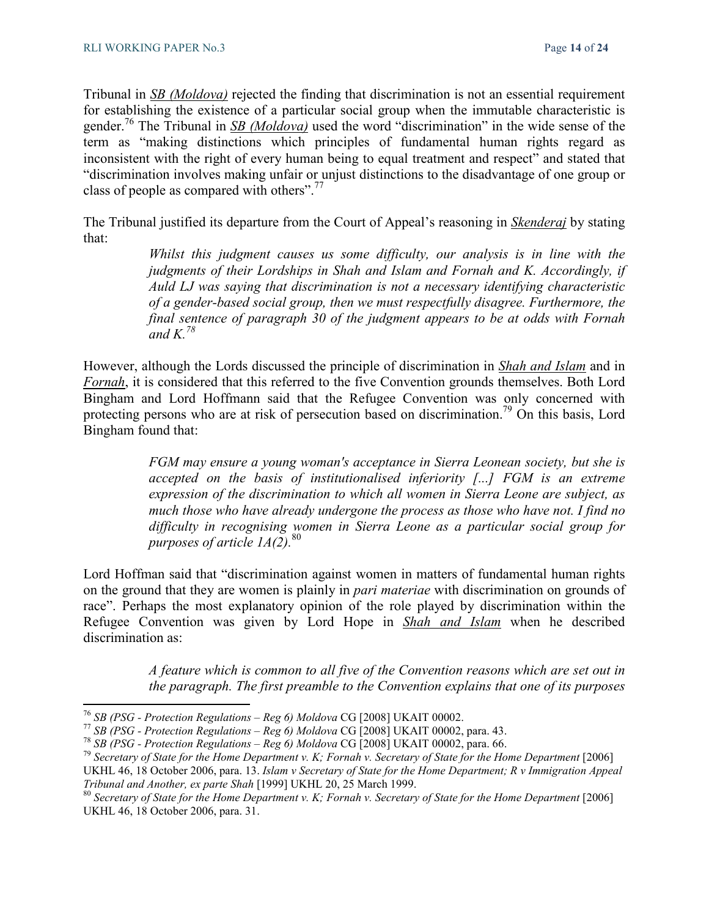Tribunal in *SB (Moldova)* rejected the finding that discrimination is not an essential requirement for establishing the existence of a particular social group when the immutable characteristic is gender.[76] The Tribunal in *SB (Moldova)* used the word "discrimination" in the wide sense of the term as "making distinctions which principles of fundamental human rights regard as inconsistent with the right of every human being to equal treatment and respect" and stated that "discrimination involves making unfair or unjust distinctions to the disadvantage of one group or class of people as compared with others".[77]

The Tribunal justified its departure from the Court of Appeal's reasoning in *Skenderaj* by stating that:

> *Whilst this judgment causes us some difficulty, our analysis is in line with the judgments of their Lordships in Shah and Islam and Fornah and K. Accordingly, if Auld LJ was saying that discrimination is not a necessary identifying characteristic of a gender-based social group, then we must respectfully disagree. Furthermore, the final sentence of paragraph 30 of the judgment appears to be at odds with Fornah and K.*[78]

However, although the Lords discussed the principle of discrimination in *Shah and Islam* and in *Fornah*, it is considered that this referred to the five Convention grounds themselves. Both Lord Bingham and Lord Hoffmann said that the Refugee Convention was only concerned with protecting persons who are at risk of persecution based on discrimination.[79] On this basis, Lord Bingham found that:

> *FGM may ensure a young woman's acceptance in Sierra Leonean society, but she is accepted on the basis of institutionalised inferiority [...] FGM is an extreme expression of the discrimination to which all women in Sierra Leone are subject, as much those who have already undergone the process as those who have not. I find no difficulty in recognising women in Sierra Leone as a particular social group for purposes of article 1A(2).*[80]

Lord Hoffman said that "discrimination against women in matters of fundamental human rights on the ground that they are women is plainly in *pari materiae* with discrimination on grounds of race". Perhaps the most explanatory opinion of the role played by discrimination within the Refugee Convention was given by Lord Hope in *Shah and Islam* when he described discrimination as:

> *A feature which is common to all five of the Convention reasons which are set out in the paragraph. The first preamble to the Convention explains that one of its purposes*

---

[76] *SB (PSG - Protection Regulations – Reg 6) Moldova* CG [2008] UKAIT 00002.

[77] *SB (PSG - Protection Regulations – Reg 6) Moldova* CG [2008] UKAIT 00002, para. 43.

[78] *SB (PSG - Protection Regulations – Reg 6) Moldova* CG [2008] UKAIT 00002, para. 66.

[79] *Secretary of State for the Home Department v. K; Fornah v. Secretary of State for the Home Department* [2006] UKHL 46, 18 October 2006, para. 13. *Islam v Secretary of State for the Home Department; R v Immigration Appeal Tribunal and Another, ex parte Shah* [1999] UKHL 20, 25 March 1999.

[80] *Secretary of State for the Home Department v. K; Fornah v. Secretary of State for the Home Department* [2006] UKHL 46, 18 October 2006, para. 31.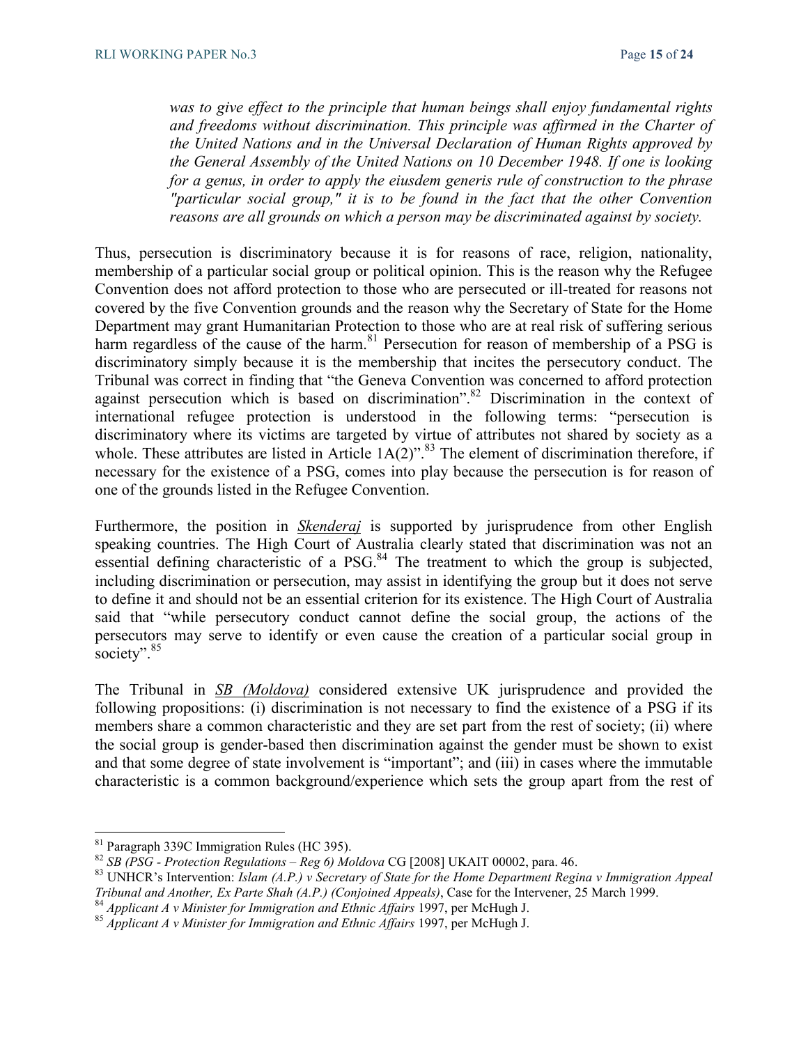> *was to give effect to the principle that human beings shall enjoy fundamental rights and freedoms without discrimination. This principle was affirmed in the Charter of the United Nations and in the Universal Declaration of Human Rights approved by the General Assembly of the United Nations on 10 December 1948. If one is looking for a genus, in order to apply the eiusdem generis rule of construction to the phrase "particular social group," it is to be found in the fact that the other Convention reasons are all grounds on which a person may be discriminated against by society.*

Thus, persecution is discriminatory because it is for reasons of race, religion, nationality, membership of a particular social group or political opinion. This is the reason why the Refugee Convention does not afford protection to those who are persecuted or ill-treated for reasons not covered by the five Convention grounds and the reason why the Secretary of State for the Home Department may grant Humanitarian Protection to those who are at real risk of suffering serious harm regardless of the cause of the harm.[81] Persecution for reason of membership of a PSG is discriminatory simply because it is the membership that incites the persecutory conduct. The Tribunal was correct in finding that "the Geneva Convention was concerned to afford protection against persecution which is based on discrimination".[82] Discrimination in the context of international refugee protection is understood in the following terms: "persecution is discriminatory where its victims are targeted by virtue of attributes not shared by society as a whole. These attributes are listed in Article 1A(2)".[83] The element of discrimination therefore, if necessary for the existence of a PSG, comes into play because the persecution is for reason of one of the grounds listed in the Refugee Convention.

Furthermore, the position in ***Skenderaj*** is supported by jurisprudence from other English speaking countries. The High Court of Australia clearly stated that discrimination was not an essential defining characteristic of a PSG.[84] The treatment to which the group is subjected, including discrimination or persecution, may assist in identifying the group but it does not serve to define it and should not be an essential criterion for its existence. The High Court of Australia said that "while persecutory conduct cannot define the social group, the actions of the persecutors may serve to identify or even cause the creation of a particular social group in society".[85]

The Tribunal in ***SB (Moldova)*** considered extensive UK jurisprudence and provided the following propositions: (i) discrimination is not necessary to find the existence of a PSG if its members share a common characteristic and they are set part from the rest of society; (ii) where the social group is gender-based then discrimination against the gender must be shown to exist and that some degree of state involvement is "important"; and (iii) in cases where the immutable characteristic is a common background/experience which sets the group apart from the rest of

---

[81] Paragraph 339C Immigration Rules (HC 395).

[82] *SB (PSG - Protection Regulations – Reg 6) Moldova* CG [2008] UKAIT 00002, para. 46.

[83] UNHCR's Intervention: *Islam (A.P.) v Secretary of State for the Home Department Regina v Immigration Appeal Tribunal and Another, Ex Parte Shah (A.P.) (Conjoined Appeals)*, Case for the Intervener, 25 March 1999.

[84] *Applicant A v Minister for Immigration and Ethnic Affairs* 1997, per McHugh J.

[85] *Applicant A v Minister for Immigration and Ethnic Affairs* 1997, per McHugh J.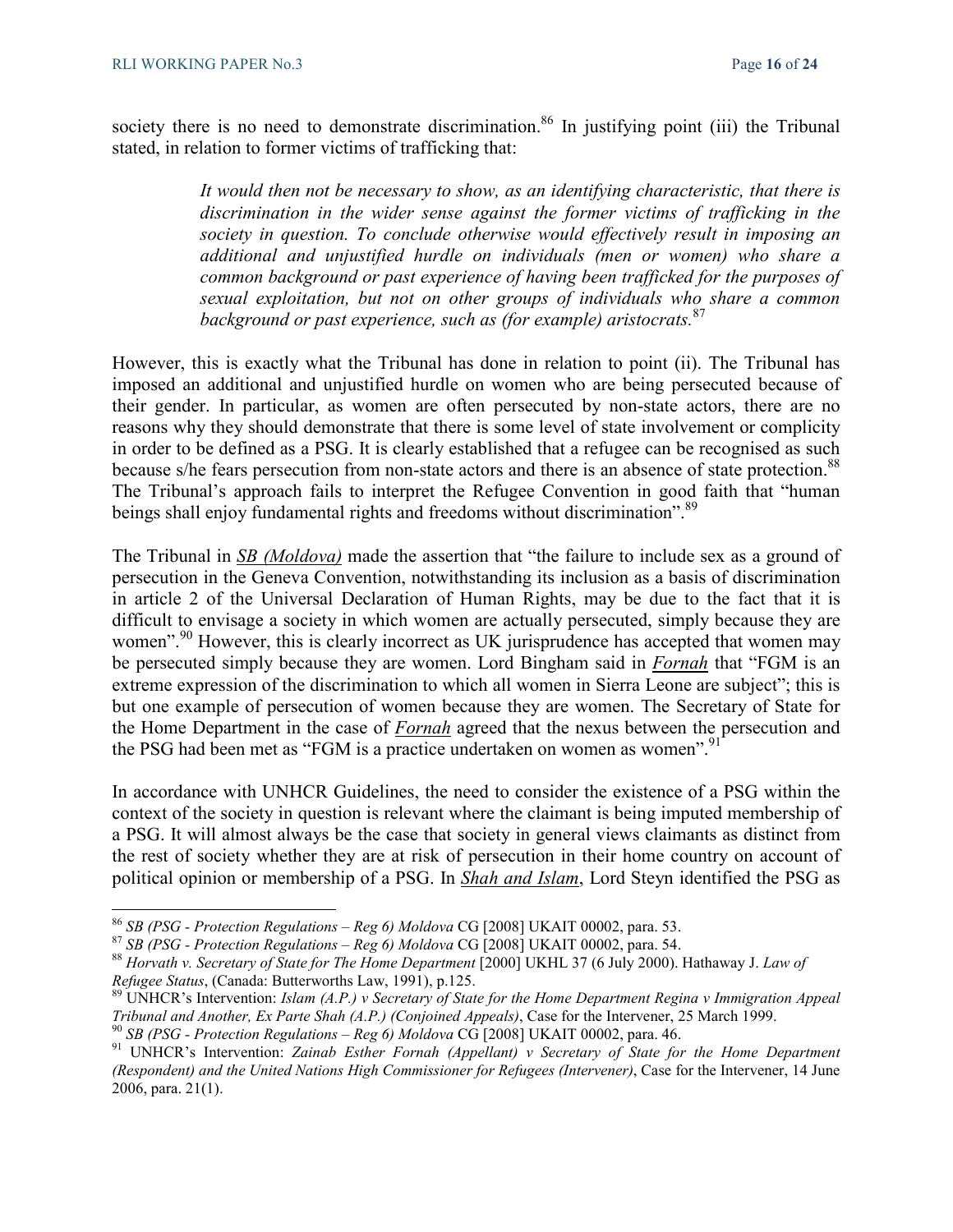society there is no need to demonstrate discrimination.[86] In justifying point (iii) the Tribunal stated, in relation to former victims of trafficking that:

> *It would then not be necessary to show, as an identifying characteristic, that there is discrimination in the wider sense against the former victims of trafficking in the society in question. To conclude otherwise would effectively result in imposing an additional and unjustified hurdle on individuals (men or women) who share a common background or past experience of having been trafficked for the purposes of sexual exploitation, but not on other groups of individuals who share a common background or past experience, such as (for example) aristocrats.*[87]

However, this is exactly what the Tribunal has done in relation to point (ii). The Tribunal has imposed an additional and unjustified hurdle on women who are being persecuted because of their gender. In particular, as women are often persecuted by non-state actors, there are no reasons why they should demonstrate that there is some level of state involvement or complicity in order to be defined as a PSG. It is clearly established that a refugee can be recognised as such because s/he fears persecution from non-state actors and there is an absence of state protection.[88] The Tribunal's approach fails to interpret the Refugee Convention in good faith that "human beings shall enjoy fundamental rights and freedoms without discrimination".[89]

The Tribunal in ***SB (Moldova)*** made the assertion that "the failure to include sex as a ground of persecution in the Geneva Convention, notwithstanding its inclusion as a basis of discrimination in article 2 of the Universal Declaration of Human Rights, may be due to the fact that it is difficult to envisage a society in which women are actually persecuted, simply because they are women".[90] However, this is clearly incorrect as UK jurisprudence has accepted that women may be persecuted simply because they are women. Lord Bingham said in ***Fornah*** that "FGM is an extreme expression of the discrimination to which all women in Sierra Leone are subject"; this is but one example of persecution of women because they are women. The Secretary of State for the Home Department in the case of ***Fornah*** agreed that the nexus between the persecution and the PSG had been met as "FGM is a practice undertaken on women as women".[91]

In accordance with UNHCR Guidelines, the need to consider the existence of a PSG within the context of the society in question is relevant where the claimant is being imputed membership of a PSG. It will almost always be the case that society in general views claimants as distinct from the rest of society whether they are at risk of persecution in their home country on account of political opinion or membership of a PSG. In ***Shah and Islam***, Lord Steyn identified the PSG as

---

[86] *SB (PSG - Protection Regulations – Reg 6) Moldova* CG [2008] UKAIT 00002, para. 53.

[87] *SB (PSG - Protection Regulations – Reg 6) Moldova* CG [2008] UKAIT 00002, para. 54.

[88] *Horvath v. Secretary of State for The Home Department* [2000] UKHL 37 (6 July 2000). Hathaway J. *Law of Refugee Status*, (Canada: Butterworths Law, 1991), p.125.

[89] UNHCR's Intervention: *Islam (A.P.) v Secretary of State for the Home Department Regina v Immigration Appeal Tribunal and Another, Ex Parte Shah (A.P.) (Conjoined Appeals)*, Case for the Intervener, 25 March 1999.

[90] *SB (PSG - Protection Regulations – Reg 6) Moldova* CG [2008] UKAIT 00002, para. 46.

[91] UNHCR's Intervention: *Zainab Esther Fornah (Appellant) v Secretary of State for the Home Department (Respondent) and the United Nations High Commissioner for Refugees (Intervener)*, Case for the Intervener, 14 June 2006, para. 21(1).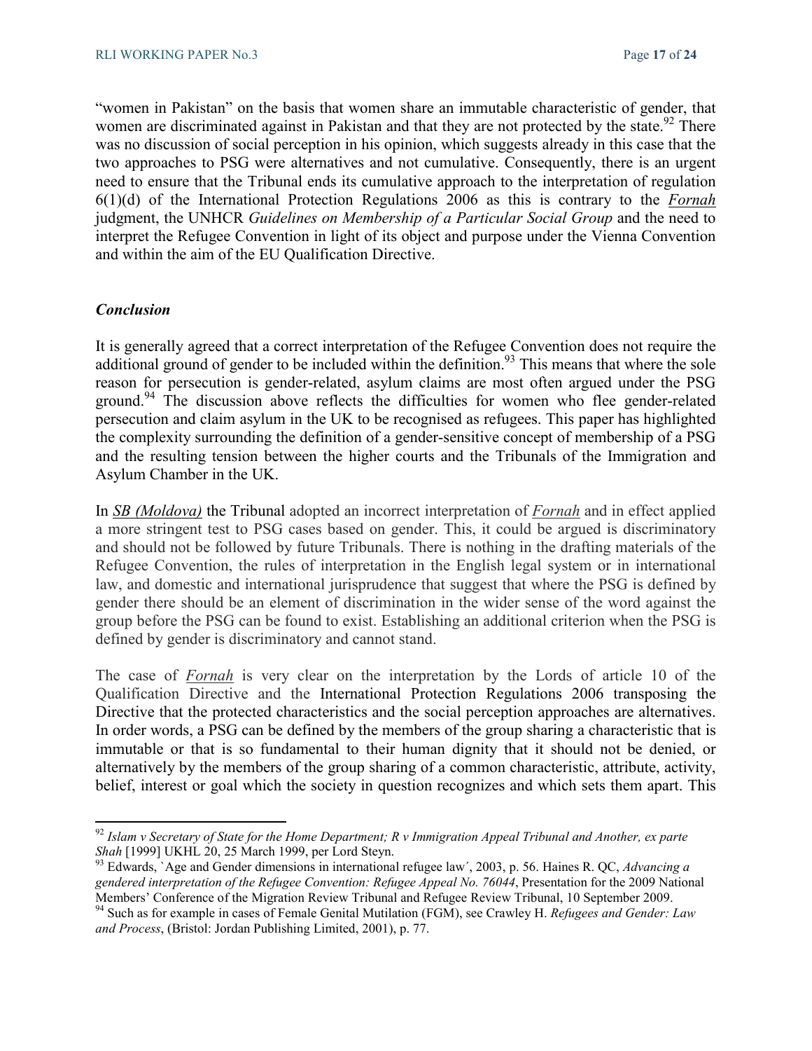"women in Pakistan" on the basis that women share an immutable characteristic of gender, that women are discriminated against in Pakistan and that they are not protected by the state.[92] There was no discussion of social perception in his opinion, which suggests already in this case that the two approaches to PSG were alternatives and not cumulative. Consequently, there is an urgent need to ensure that the Tribunal ends its cumulative approach to the interpretation of regulation 6(1)(d) of the International Protection Regulations 2006 as this is contrary to the *Fornah* judgment, the UNHCR *Guidelines on Membership of a Particular Social Group* and the need to interpret the Refugee Convention in light of its object and purpose under the Vienna Convention and within the aim of the EU Qualification Directive.

### *Conclusion*

It is generally agreed that a correct interpretation of the Refugee Convention does not require the additional ground of gender to be included within the definition.[93] This means that where the sole reason for persecution is gender-related, asylum claims are most often argued under the PSG ground.[94] The discussion above reflects the difficulties for women who flee gender-related persecution and claim asylum in the UK to be recognised as refugees. This paper has highlighted the complexity surrounding the definition of a gender-sensitive concept of membership of a PSG and the resulting tension between the higher courts and the Tribunals of the Immigration and Asylum Chamber in the UK.

In *SB (Moldova)* the Tribunal adopted an incorrect interpretation of *Fornah* and in effect applied a more stringent test to PSG cases based on gender. This, it could be argued is discriminatory and should not be followed by future Tribunals. There is nothing in the drafting materials of the Refugee Convention, the rules of interpretation in the English legal system or in international law, and domestic and international jurisprudence that suggest that where the PSG is defined by gender there should be an element of discrimination in the wider sense of the word against the group before the PSG can be found to exist. Establishing an additional criterion when the PSG is defined by gender is discriminatory and cannot stand.

The case of *Fornah* is very clear on the interpretation by the Lords of article 10 of the Qualification Directive and the International Protection Regulations 2006 transposing the Directive that the protected characteristics and the social perception approaches are alternatives. In order words, a PSG can be defined by the members of the group sharing a characteristic that is immutable or that is so fundamental to their human dignity that it should not be denied, or alternatively by the members of the group sharing of a common characteristic, attribute, activity, belief, interest or goal which the society in question recognizes and which sets them apart. This

---

[92] *Islam v Secretary of State for the Home Department; R v Immigration Appeal Tribunal and Another, ex parte Shah* [1999] UKHL 20, 25 March 1999, per Lord Steyn.

[93] Edwards, `Age and Gender dimensions in international refugee law´, 2003, p. 56. Haines R. QC, *Advancing a gendered interpretation of the Refugee Convention: Refugee Appeal No. 76044*, Presentation for the 2009 National Members' Conference of the Migration Review Tribunal and Refugee Review Tribunal, 10 September 2009.

[94] Such as for example in cases of Female Genital Mutilation (FGM), see Crawley H. *Refugees and Gender: Law and Process*, (Bristol: Jordan Publishing Limited, 2001), p. 77.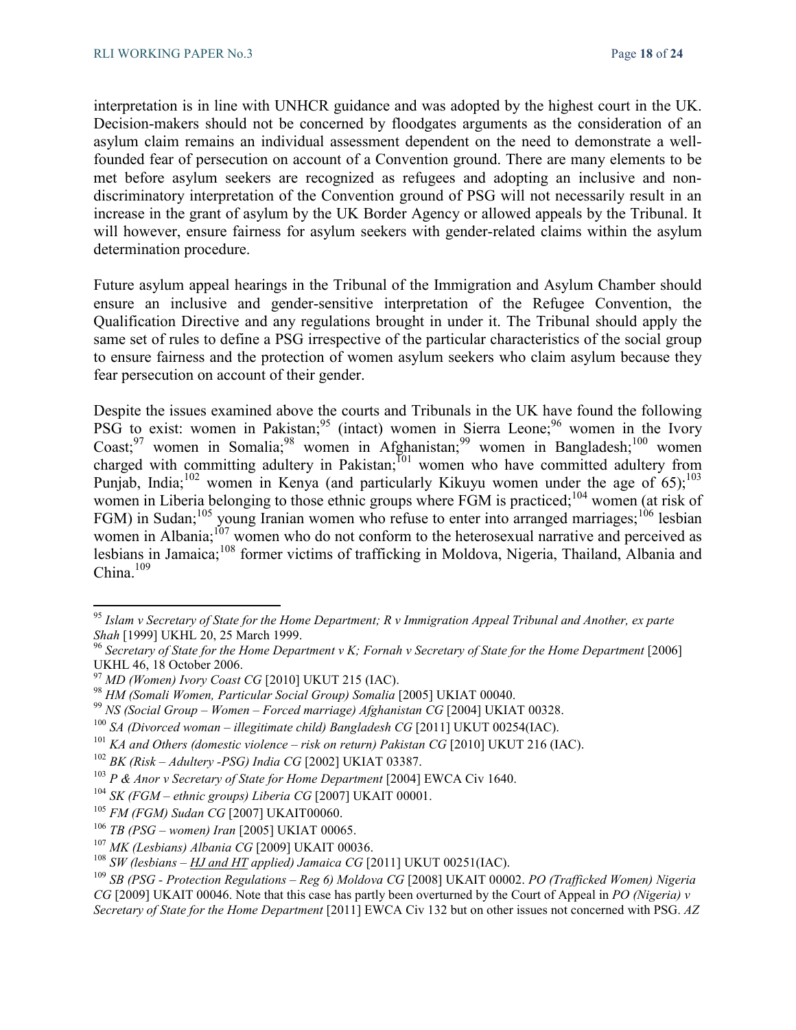interpretation is in line with UNHCR guidance and was adopted by the highest court in the UK. Decision-makers should not be concerned by floodgates arguments as the consideration of an asylum claim remains an individual assessment dependent on the need to demonstrate a well-founded fear of persecution on account of a Convention ground. There are many elements to be met before asylum seekers are recognized as refugees and adopting an inclusive and non-discriminatory interpretation of the Convention ground of PSG will not necessarily result in an increase in the grant of asylum by the UK Border Agency or allowed appeals by the Tribunal. It will however, ensure fairness for asylum seekers with gender-related claims within the asylum determination procedure.

Future asylum appeal hearings in the Tribunal of the Immigration and Asylum Chamber should ensure an inclusive and gender-sensitive interpretation of the Refugee Convention, the Qualification Directive and any regulations brought in under it. The Tribunal should apply the same set of rules to define a PSG irrespective of the particular characteristics of the social group to ensure fairness and the protection of women asylum seekers who claim asylum because they fear persecution on account of their gender.

Despite the issues examined above the courts and Tribunals in the UK have found the following PSG to exist: women in Pakistan;[95] (intact) women in Sierra Leone;[96] women in the Ivory Coast;[97] women in Somalia;[98] women in Afghanistan;[99] women in Bangladesh;[100] women charged with committing adultery in Pakistan;[101] women who have committed adultery from Punjab, India;[102] women in Kenya (and particularly Kikuyu women under the age of 65);[103] women in Liberia belonging to those ethnic groups where FGM is practiced;[104] women (at risk of FGM) in Sudan;[105] young Iranian women who refuse to enter into arranged marriages;[106] lesbian women in Albania;[107] women who do not conform to the heterosexual narrative and perceived as lesbians in Jamaica;[108] former victims of trafficking in Moldova, Nigeria, Thailand, Albania and China.[109]

---

[95] *Islam v Secretary of State for the Home Department; R v Immigration Appeal Tribunal and Another, ex parte Shah* [1999] UKHL 20, 25 March 1999.

[96] *Secretary of State for the Home Department v K; Fornah v Secretary of State for the Home Department* [2006] UKHL 46, 18 October 2006.

[97] *MD (Women) Ivory Coast CG* [2010] UKUT 215 (IAC).

[98] *HM (Somali Women, Particular Social Group) Somalia* [2005] UKIAT 00040.

[99] *NS (Social Group – Women – Forced marriage) Afghanistan CG* [2004] UKIAT 00328.

[100] *SA (Divorced woman – illegitimate child) Bangladesh CG* [2011] UKUT 00254(IAC).

[101] *KA and Others (domestic violence – risk on return) Pakistan CG* [2010] UKUT 216 (IAC).

[102] *BK (Risk – Adultery -PSG) India CG* [2002] UKIAT 03387.

[103] *P & Anor v Secretary of State for Home Department* [2004] EWCA Civ 1640.

[104] *SK (FGM – ethnic groups) Liberia CG* [2007] UKAIT 00001.

[105] *FM (FGM) Sudan CG* [2007] UKAIT00060.

[106] *TB (PSG – women) Iran* [2005] UKIAT 00065.

[107] *MK (Lesbians) Albania CG* [2009] UKAIT 00036.

[108] *SW (lesbians – HJ and HT applied) Jamaica CG* [2011] UKUT 00251(IAC).

[109] *SB (PSG - Protection Regulations – Reg 6) Moldova CG* [2008] UKAIT 00002. *PO (Trafficked Women) Nigeria CG* [2009] UKAIT 00046. Note that this case has partly been overturned by the Court of Appeal in *PO (Nigeria) v Secretary of State for the Home Department* [2011] EWCA Civ 132 but on other issues not concerned with PSG. *AZ*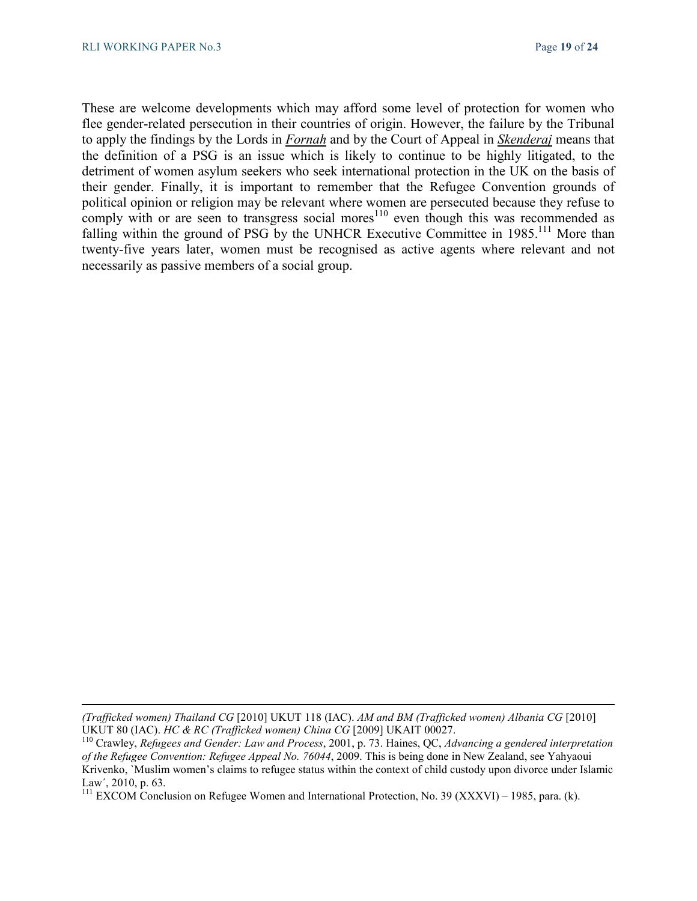These are welcome developments which may afford some level of protection for women who flee gender-related persecution in their countries of origin. However, the failure by the Tribunal to apply the findings by the Lords in ***Fornah*** and by the Court of Appeal in ***Skenderaj*** means that the definition of a PSG is an issue which is likely to continue to be highly litigated, to the detriment of women asylum seekers who seek international protection in the UK on the basis of their gender. Finally, it is important to remember that the Refugee Convention grounds of political opinion or religion may be relevant where women are persecuted because they refuse to comply with or are seen to transgress social mores[110] even though this was recommended as falling within the ground of PSG by the UNHCR Executive Committee in 1985.[111] More than twenty-five years later, women must be recognised as active agents where relevant and not necessarily as passive members of a social group.

---

*(Trafficked women) Thailand CG* [2010] UKUT 118 (IAC). *AM and BM (Trafficked women) Albania CG* [2010] UKUT 80 (IAC). *HC & RC (Trafficked women) China CG* [2009] UKAIT 00027.

[110] Crawley, *Refugees and Gender: Law and Process*, 2001, p. 73. Haines, QC, *Advancing a gendered interpretation of the Refugee Convention: Refugee Appeal No. 76044*, 2009. This is being done in New Zealand, see Yahyaoui Krivenko, `Muslim women's claims to refugee status within the context of child custody upon divorce under Islamic Law´, 2010, p. 63.

[111] EXCOM Conclusion on Refugee Women and International Protection, No. 39 (XXXVI) – 1985, para. (k).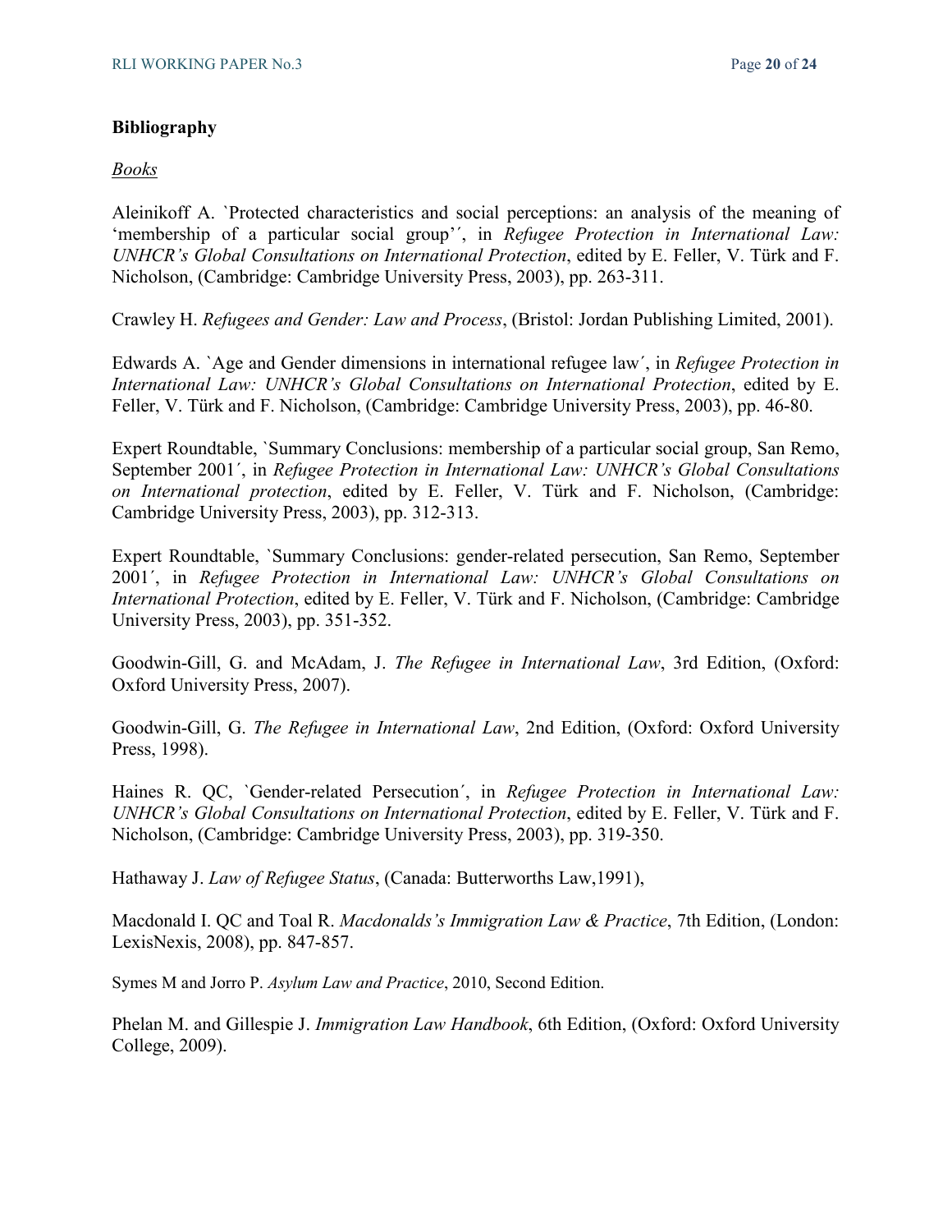**Bibliography**

*Books*

Aleinikoff A. `Protected characteristics and social perceptions: an analysis of the meaning of 'membership of a particular social group'´, in *Refugee Protection in International Law: UNHCR's Global Consultations on International Protection*, edited by E. Feller, V. Türk and F. Nicholson, (Cambridge: Cambridge University Press, 2003), pp. 263-311.

Crawley H. *Refugees and Gender: Law and Process*, (Bristol: Jordan Publishing Limited, 2001).

Edwards A. `Age and Gender dimensions in international refugee law´, in *Refugee Protection in International Law: UNHCR's Global Consultations on International Protection*, edited by E. Feller, V. Türk and F. Nicholson, (Cambridge: Cambridge University Press, 2003), pp. 46-80.

Expert Roundtable, `Summary Conclusions: membership of a particular social group, San Remo, September 2001´, in *Refugee Protection in International Law: UNHCR's Global Consultations on International protection*, edited by E. Feller, V. Türk and F. Nicholson, (Cambridge: Cambridge University Press, 2003), pp. 312-313.

Expert Roundtable, `Summary Conclusions: gender-related persecution, San Remo, September 2001´, in *Refugee Protection in International Law: UNHCR's Global Consultations on International Protection*, edited by E. Feller, V. Türk and F. Nicholson, (Cambridge: Cambridge University Press, 2003), pp. 351-352.

Goodwin-Gill, G. and McAdam, J. *The Refugee in International Law*, 3rd Edition, (Oxford: Oxford University Press, 2007).

Goodwin-Gill, G. *The Refugee in International Law*, 2nd Edition, (Oxford: Oxford University Press, 1998).

Haines R. QC, `Gender-related Persecution´, in *Refugee Protection in International Law: UNHCR's Global Consultations on International Protection*, edited by E. Feller, V. Türk and F. Nicholson, (Cambridge: Cambridge University Press, 2003), pp. 319-350.

Hathaway J. *Law of Refugee Status*, (Canada: Butterworths Law,1991),

Macdonald I. QC and Toal R. *Macdonalds's Immigration Law & Practice*, 7th Edition, (London: LexisNexis, 2008), pp. 847-857.

Symes M and Jorro P. *Asylum Law and Practice*, 2010, Second Edition.

Phelan M. and Gillespie J. *Immigration Law Handbook*, 6th Edition, (Oxford: Oxford University College, 2009).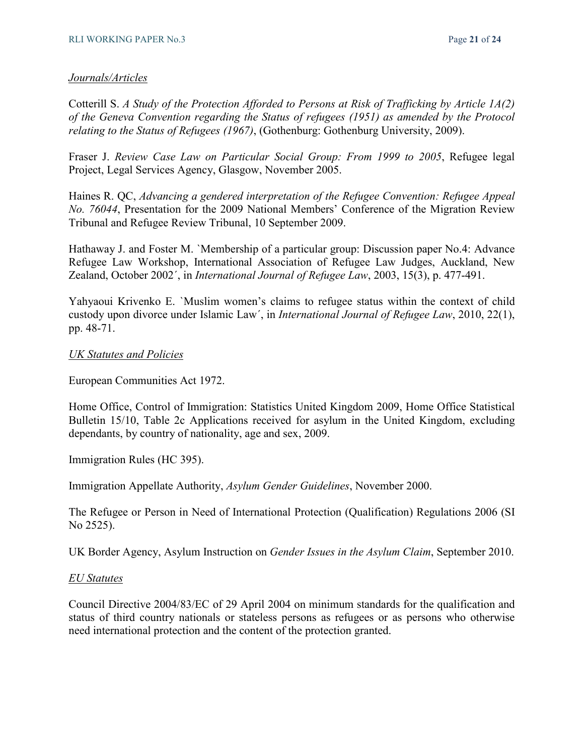*Journals/Articles*

Cotterill S. *A Study of the Protection Afforded to Persons at Risk of Trafficking by Article 1A(2) of the Geneva Convention regarding the Status of refugees (1951) as amended by the Protocol relating to the Status of Refugees (1967)*, (Gothenburg: Gothenburg University, 2009).

Fraser J. *Review Case Law on Particular Social Group: From 1999 to 2005*, Refugee legal Project, Legal Services Agency, Glasgow, November 2005.

Haines R. QC, *Advancing a gendered interpretation of the Refugee Convention: Refugee Appeal No. 76044*, Presentation for the 2009 National Members' Conference of the Migration Review Tribunal and Refugee Review Tribunal, 10 September 2009.

Hathaway J. and Foster M. `Membership of a particular group: Discussion paper No.4: Advance Refugee Law Workshop, International Association of Refugee Law Judges, Auckland, New Zealand, October 2002´, in *International Journal of Refugee Law*, 2003, 15(3), p. 477-491.

Yahyaoui Krivenko E. `Muslim women's claims to refugee status within the context of child custody upon divorce under Islamic Law´, in *International Journal of Refugee Law*, 2010, 22(1), pp. 48-71.

*UK Statutes and Policies*

European Communities Act 1972.

Home Office, Control of Immigration: Statistics United Kingdom 2009, Home Office Statistical Bulletin 15/10, Table 2c Applications received for asylum in the United Kingdom, excluding dependants, by country of nationality, age and sex, 2009.

Immigration Rules (HC 395).

Immigration Appellate Authority, *Asylum Gender Guidelines*, November 2000.

The Refugee or Person in Need of International Protection (Qualification) Regulations 2006 (SI No 2525).

UK Border Agency, Asylum Instruction on *Gender Issues in the Asylum Claim*, September 2010.

*EU Statutes*

Council Directive 2004/83/EC of 29 April 2004 on minimum standards for the qualification and status of third country nationals or stateless persons as refugees or as persons who otherwise need international protection and the content of the protection granted.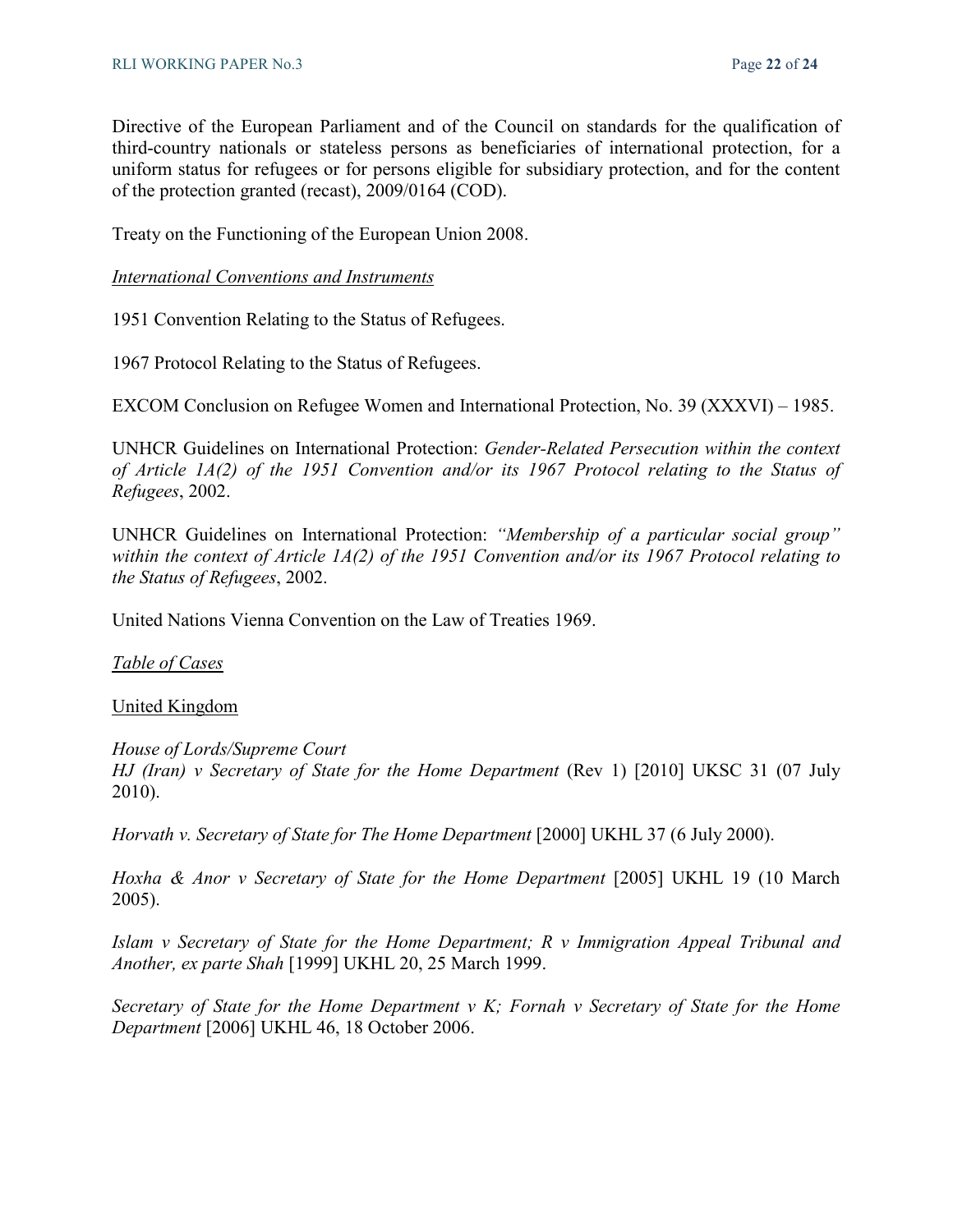Directive of the European Parliament and of the Council on standards for the qualification of third-country nationals or stateless persons as beneficiaries of international protection, for a uniform status for refugees or for persons eligible for subsidiary protection, and for the content of the protection granted (recast), 2009/0164 (COD).

Treaty on the Functioning of the European Union 2008.

<u>*International Conventions and Instruments*</u>

1951 Convention Relating to the Status of Refugees.

1967 Protocol Relating to the Status of Refugees.

EXCOM Conclusion on Refugee Women and International Protection, No. 39 (XXXVI) – 1985.

UNHCR Guidelines on International Protection: *Gender-Related Persecution within the context of Article 1A(2) of the 1951 Convention and/or its 1967 Protocol relating to the Status of Refugees*, 2002.

UNHCR Guidelines on International Protection: *"Membership of a particular social group" within the context of Article 1A(2) of the 1951 Convention and/or its 1967 Protocol relating to the Status of Refugees*, 2002.

United Nations Vienna Convention on the Law of Treaties 1969.

<u>*Table of Cases*</u>

<u>United Kingdom</u>

*House of Lords/Supreme Court*
*HJ (Iran) v Secretary of State for the Home Department* (Rev 1) [2010] UKSC 31 (07 July 2010).

*Horvath v. Secretary of State for The Home Department* [2000] UKHL 37 (6 July 2000).

*Hoxha & Anor v Secretary of State for the Home Department* [2005] UKHL 19 (10 March 2005).

*Islam v Secretary of State for the Home Department; R v Immigration Appeal Tribunal and Another, ex parte Shah* [1999] UKHL 20, 25 March 1999.

*Secretary of State for the Home Department v K; Fornah v Secretary of State for the Home Department* [2006] UKHL 46, 18 October 2006.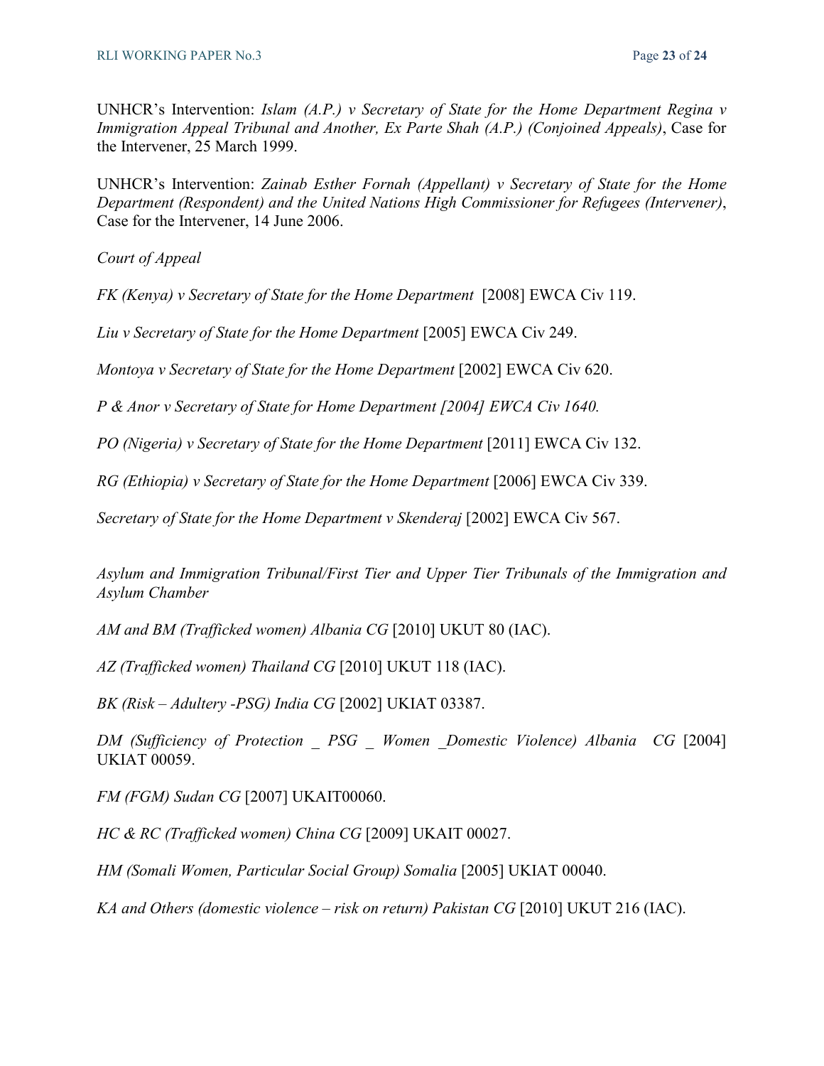UNHCR's Intervention: *Islam (A.P.) v Secretary of State for the Home Department Regina v Immigration Appeal Tribunal and Another, Ex Parte Shah (A.P.) (Conjoined Appeals)*, Case for the Intervener, 25 March 1999.

UNHCR's Intervention: *Zainab Esther Fornah (Appellant) v Secretary of State for the Home Department (Respondent) and the United Nations High Commissioner for Refugees (Intervener)*, Case for the Intervener, 14 June 2006.

*Court of Appeal*

*FK (Kenya) v Secretary of State for the Home Department* [2008] EWCA Civ 119.

*Liu v Secretary of State for the Home Department* [2005] EWCA Civ 249.

*Montoya v Secretary of State for the Home Department* [2002] EWCA Civ 620.

*P & Anor v Secretary of State for Home Department [2004] EWCA Civ 1640.*

*PO (Nigeria) v Secretary of State for the Home Department* [2011] EWCA Civ 132.

*RG (Ethiopia) v Secretary of State for the Home Department* [2006] EWCA Civ 339.

*Secretary of State for the Home Department v Skenderaj* [2002] EWCA Civ 567.

*Asylum and Immigration Tribunal/First Tier and Upper Tier Tribunals of the Immigration and Asylum Chamber*

*AM and BM (Trafficked women) Albania CG* [2010] UKUT 80 (IAC).

*AZ (Trafficked women) Thailand CG* [2010] UKUT 118 (IAC).

*BK (Risk – Adultery -PSG) India CG* [2002] UKIAT 03387.

*DM (Sufficiency of Protection _ PSG _ Women _Domestic Violence) Albania CG* [2004] UKIAT 00059.

*FM (FGM) Sudan CG* [2007] UKAIT00060.

*HC & RC (Trafficked women) China CG* [2009] UKAIT 00027.

*HM (Somali Women, Particular Social Group) Somalia* [2005] UKIAT 00040.

*KA and Others (domestic violence – risk on return) Pakistan CG* [2010] UKUT 216 (IAC).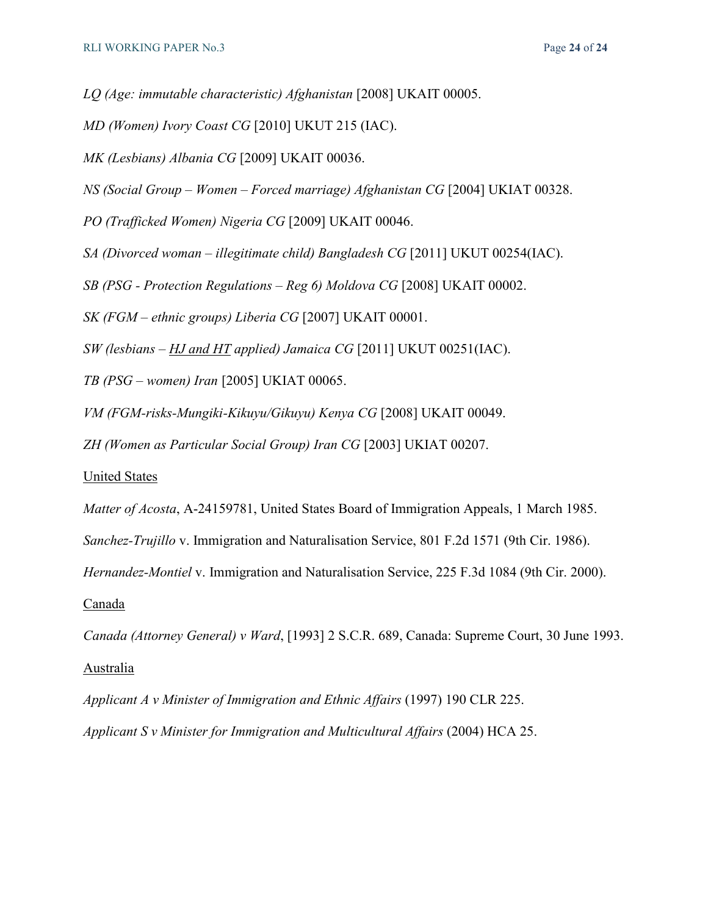*LQ (Age: immutable characteristic) Afghanistan* [2008] UKAIT 00005.

*MD (Women) Ivory Coast CG* [2010] UKUT 215 (IAC).

*MK (Lesbians) Albania CG* [2009] UKAIT 00036.

*NS (Social Group – Women – Forced marriage) Afghanistan CG* [2004] UKIAT 00328.

*PO (Trafficked Women) Nigeria CG* [2009] UKAIT 00046.

*SA (Divorced woman – illegitimate child) Bangladesh CG* [2011] UKUT 00254(IAC).

*SB (PSG - Protection Regulations – Reg 6) Moldova CG* [2008] UKAIT 00002.

*SK (FGM – ethnic groups) Liberia CG* [2007] UKAIT 00001.

*SW (lesbians – HJ and HT applied) Jamaica CG* [2011] UKUT 00251(IAC).

*TB (PSG – women) Iran* [2005] UKIAT 00065.

*VM (FGM-risks-Mungiki-Kikuyu/Gikuyu) Kenya CG* [2008] UKAIT 00049.

*ZH (Women as Particular Social Group) Iran CG* [2003] UKIAT 00207.

United States

*Matter of Acosta*, A-24159781, United States Board of Immigration Appeals, 1 March 1985.

*Sanchez-Trujillo* v. Immigration and Naturalisation Service, 801 F.2d 1571 (9th Cir. 1986).

*Hernandez-Montiel* v. Immigration and Naturalisation Service, 225 F.3d 1084 (9th Cir. 2000).

Canada

*Canada (Attorney General) v Ward*, [1993] 2 S.C.R. 689, Canada: Supreme Court, 30 June 1993.

Australia

*Applicant A v Minister of Immigration and Ethnic Affairs* (1997) 190 CLR 225.

*Applicant S v Minister for Immigration and Multicultural Affairs* (2004) HCA 25.